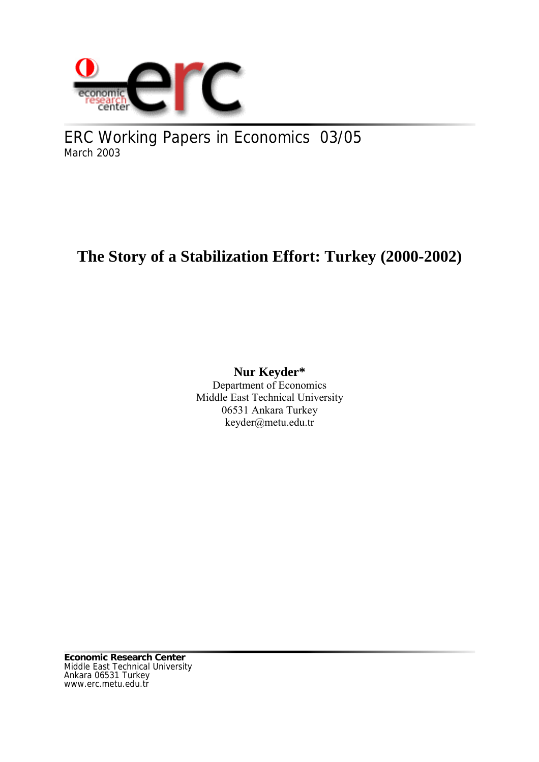ERC Working Papers in Economics 03/05
March 2003

# The Story of a Stabilization Effort: Turkey (2000-2002)

**Nur Keyder***
Department of Economics
Middle East Technical University
06531 Ankara Turkey
keyder@metu.edu.tr

**Economic Research Center**
Middle East Technical University
Ankara 06531 Turkey
www.erc.metu.edu.tr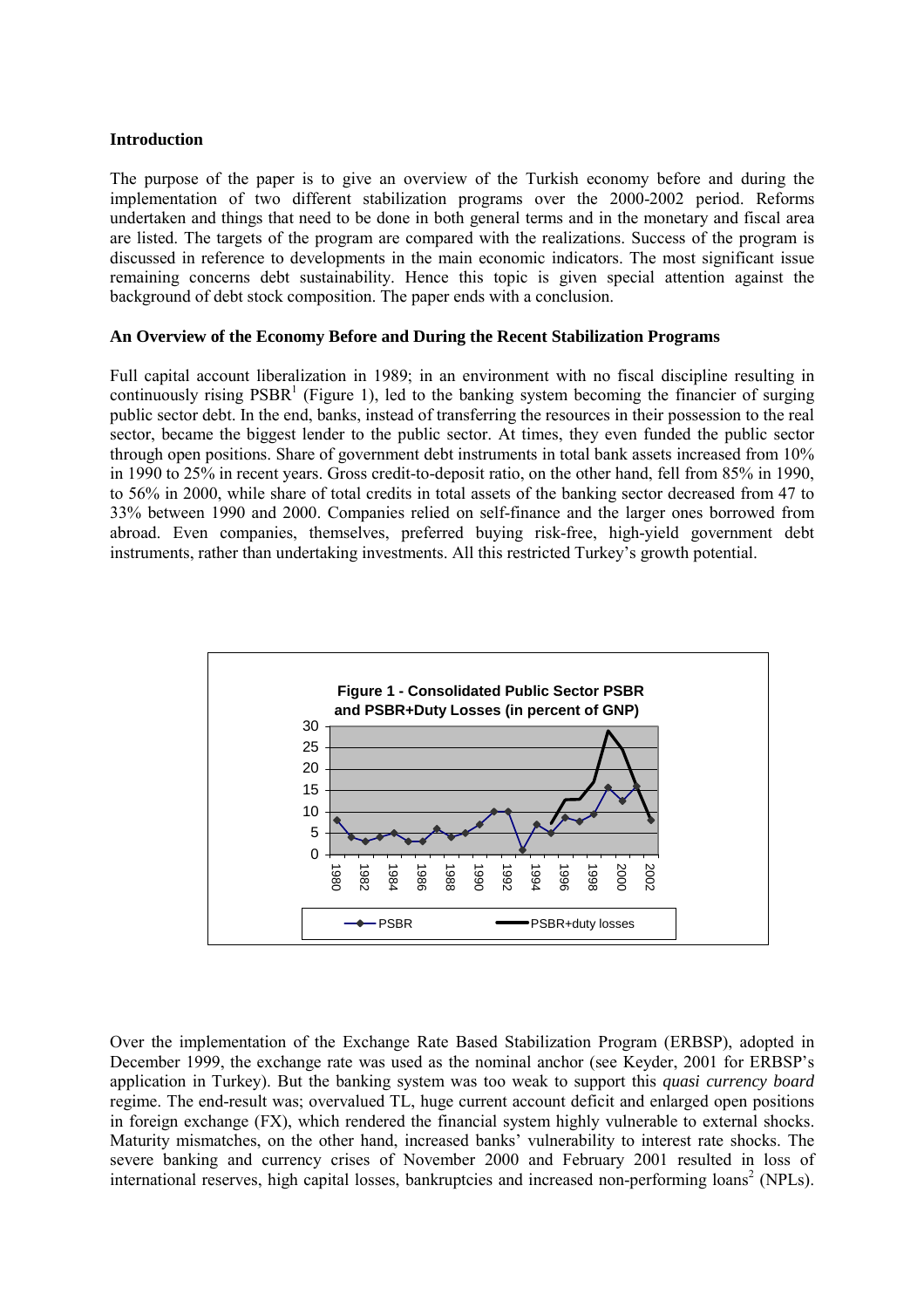## Introduction

The purpose of the paper is to give an overview of the Turkish economy before and during the implementation of two different stabilization programs over the 2000-2002 period. Reforms undertaken and things that need to be done in both general terms and in the monetary and fiscal area are listed. The targets of the program are compared with the realizations. Success of the program is discussed in reference to developments in the main economic indicators. The most significant issue remaining concerns debt sustainability. Hence this topic is given special attention against the background of debt stock composition. The paper ends with a conclusion.

## An Overview of the Economy Before and During the Recent Stabilization Programs

Full capital account liberalization in 1989; in an environment with no fiscal discipline resulting in continuously rising PSBR[1] (Figure 1), led to the banking system becoming the financier of surging public sector debt. In the end, banks, instead of transferring the resources in their possession to the real sector, became the biggest lender to the public sector. At times, they even funded the public sector through open positions. Share of government debt instruments in total bank assets increased from 10% in 1990 to 25% in recent years. Gross credit-to-deposit ratio, on the other hand, fell from 85% in 1990, to 56% in 2000, while share of total credits in total assets of the banking sector decreased from 47 to 33% between 1990 and 2000. Companies relied on self-finance and the larger ones borrowed from abroad. Even companies, themselves, preferred buying risk-free, high-yield government debt instruments, rather than undertaking investments. All this restricted Turkey's growth potential.

**Figure 1 - Consolidated Public Sector PSBR and PSBR+Duty Losses (in percent of GNP)**

Over the implementation of the Exchange Rate Based Stabilization Program (ERBSP), adopted in December 1999, the exchange rate was used as the nominal anchor (see Keyder, 2001 for ERBSP's application in Turkey). But the banking system was too weak to support this *quasi currency board* regime. The end-result was; overvalued TL, huge current account deficit and enlarged open positions in foreign exchange (FX), which rendered the financial system highly vulnerable to external shocks. Maturity mismatches, on the other hand, increased banks' vulnerability to interest rate shocks. The severe banking and currency crises of November 2000 and February 2001 resulted in loss of international reserves, high capital losses, bankruptcies and increased non-performing loans[2] (NPLs).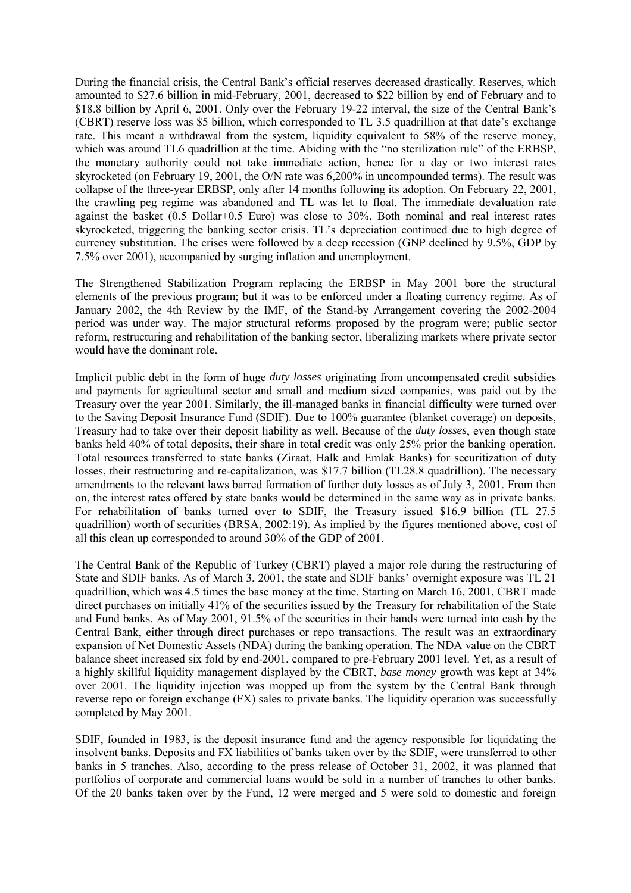During the financial crisis, the Central Bank's official reserves decreased drastically. Reserves, which amounted to \$27.6 billion in mid-February, 2001, decreased to \$22 billion by end of February and to \$18.8 billion by April 6, 2001. Only over the February 19-22 interval, the size of the Central Bank's (CBRT) reserve loss was \$5 billion, which corresponded to TL 3.5 quadrillion at that date's exchange rate. This meant a withdrawal from the system, liquidity equivalent to 58% of the reserve money, which was around TL6 quadrillion at the time. Abiding with the "no sterilization rule" of the ERBSP, the monetary authority could not take immediate action, hence for a day or two interest rates skyrocketed (on February 19, 2001, the O/N rate was 6,200% in uncompounded terms). The result was collapse of the three-year ERBSP, only after 14 months following its adoption. On February 22, 2001, the crawling peg regime was abandoned and TL was let to float. The immediate devaluation rate against the basket (0.5 Dollar+0.5 Euro) was close to 30%. Both nominal and real interest rates skyrocketed, triggering the banking sector crisis. TL's depreciation continued due to high degree of currency substitution. The crises were followed by a deep recession (GNP declined by 9.5%, GDP by 7.5% over 2001), accompanied by surging inflation and unemployment.

The Strengthened Stabilization Program replacing the ERBSP in May 2001 bore the structural elements of the previous program; but it was to be enforced under a floating currency regime. As of January 2002, the 4th Review by the IMF, of the Stand-by Arrangement covering the 2002-2004 period was under way. The major structural reforms proposed by the program were; public sector reform, restructuring and rehabilitation of the banking sector, liberalizing markets where private sector would have the dominant role.

Implicit public debt in the form of huge *duty losses* originating from uncompensated credit subsidies and payments for agricultural sector and small and medium sized companies, was paid out by the Treasury over the year 2001. Similarly, the ill-managed banks in financial difficulty were turned over to the Saving Deposit Insurance Fund (SDIF). Due to 100% guarantee (blanket coverage) on deposits, Treasury had to take over their deposit liability as well. Because of the *duty losses*, even though state banks held 40% of total deposits, their share in total credit was only 25% prior the banking operation. Total resources transferred to state banks (Ziraat, Halk and Emlak Banks) for securitization of duty losses, their restructuring and re-capitalization, was \$17.7 billion (TL28.8 quadrillion). The necessary amendments to the relevant laws barred formation of further duty losses as of July 3, 2001. From then on, the interest rates offered by state banks would be determined in the same way as in private banks. For rehabilitation of banks turned over to SDIF, the Treasury issued \$16.9 billion (TL 27.5 quadrillion) worth of securities (BRSA, 2002:19). As implied by the figures mentioned above, cost of all this clean up corresponded to around 30% of the GDP of 2001.

The Central Bank of the Republic of Turkey (CBRT) played a major role during the restructuring of State and SDIF banks. As of March 3, 2001, the state and SDIF banks' overnight exposure was TL 21 quadrillion, which was 4.5 times the base money at the time. Starting on March 16, 2001, CBRT made direct purchases on initially 41% of the securities issued by the Treasury for rehabilitation of the State and Fund banks. As of May 2001, 91.5% of the securities in their hands were turned into cash by the Central Bank, either through direct purchases or repo transactions. The result was an extraordinary expansion of Net Domestic Assets (NDA) during the banking operation. The NDA value on the CBRT balance sheet increased six fold by end-2001, compared to pre-February 2001 level. Yet, as a result of a highly skillful liquidity management displayed by the CBRT, *base money* growth was kept at 34% over 2001. The liquidity injection was mopped up from the system by the Central Bank through reverse repo or foreign exchange (FX) sales to private banks. The liquidity operation was successfully completed by May 2001.

SDIF, founded in 1983, is the deposit insurance fund and the agency responsible for liquidating the insolvent banks. Deposits and FX liabilities of banks taken over by the SDIF, were transferred to other banks in 5 tranches. Also, according to the press release of October 31, 2002, it was planned that portfolios of corporate and commercial loans would be sold in a number of tranches to other banks. Of the 20 banks taken over by the Fund, 12 were merged and 5 were sold to domestic and foreign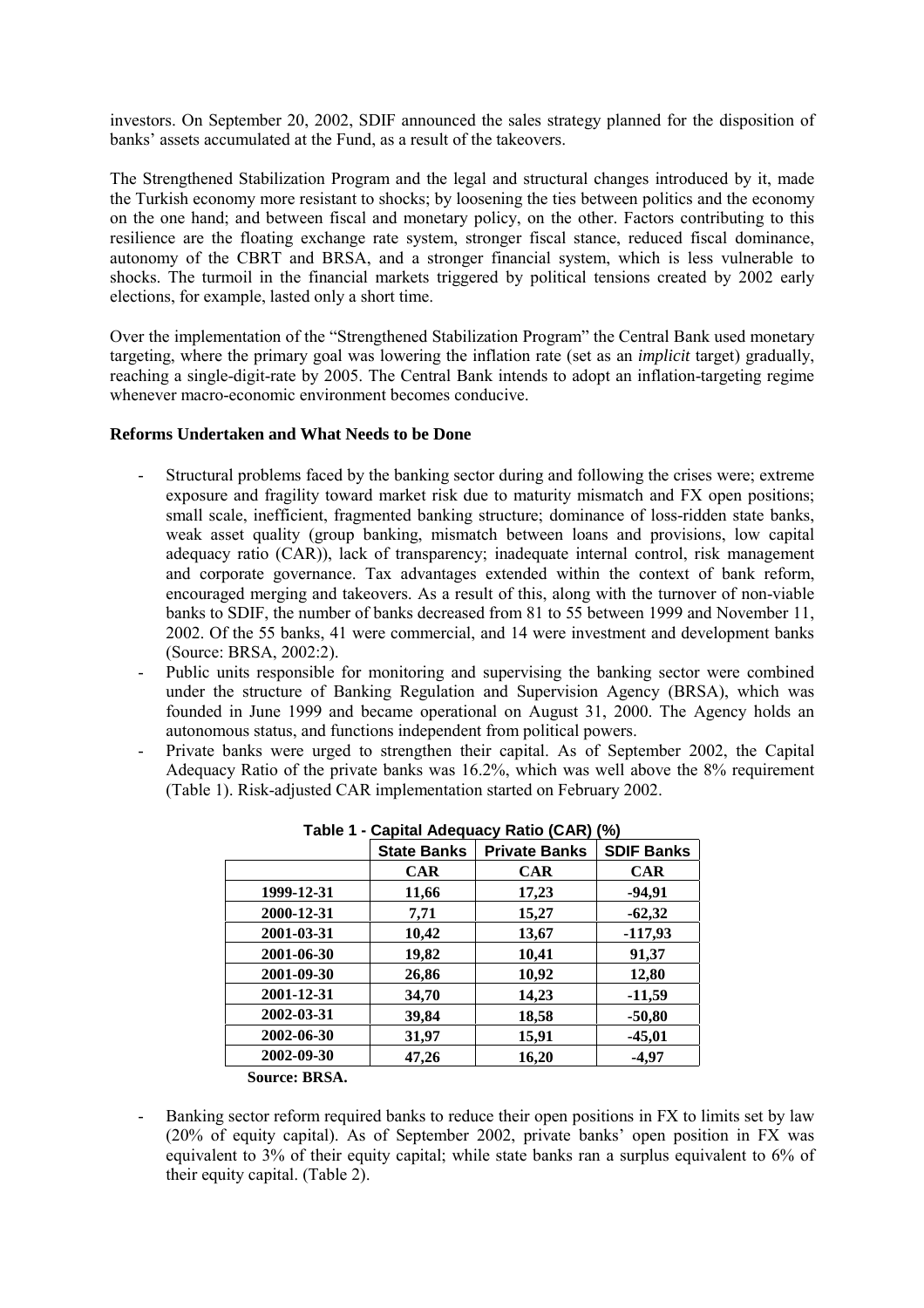investors. On September 20, 2002, SDIF announced the sales strategy planned for the disposition of banks' assets accumulated at the Fund, as a result of the takeovers.

The Strengthened Stabilization Program and the legal and structural changes introduced by it, made the Turkish economy more resistant to shocks; by loosening the ties between politics and the economy on the one hand; and between fiscal and monetary policy, on the other. Factors contributing to this resilience are the floating exchange rate system, stronger fiscal stance, reduced fiscal dominance, autonomy of the CBRT and BRSA, and a stronger financial system, which is less vulnerable to shocks. The turmoil in the financial markets triggered by political tensions created by 2002 early elections, for example, lasted only a short time.

Over the implementation of the "Strengthened Stabilization Program" the Central Bank used monetary targeting, where the primary goal was lowering the inflation rate (set as an *implicit* target) gradually, reaching a single-digit-rate by 2005. The Central Bank intends to adopt an inflation-targeting regime whenever macro-economic environment becomes conducive.

**Reforms Undertaken and What Needs to be Done**

- Structural problems faced by the banking sector during and following the crises were; extreme exposure and fragility toward market risk due to maturity mismatch and FX open positions; small scale, inefficient, fragmented banking structure; dominance of loss-ridden state banks, weak asset quality (group banking, mismatch between loans and provisions, low capital adequacy ratio (CAR)), lack of transparency; inadequate internal control, risk management and corporate governance. Tax advantages extended within the context of bank reform, encouraged merging and takeovers. As a result of this, along with the turnover of non-viable banks to SDIF, the number of banks decreased from 81 to 55 between 1999 and November 11, 2002. Of the 55 banks, 41 were commercial, and 14 were investment and development banks (Source: BRSA, 2002:2).
- Public units responsible for monitoring and supervising the banking sector were combined under the structure of Banking Regulation and Supervision Agency (BRSA), which was founded in June 1999 and became operational on August 31, 2000. The Agency holds an autonomous status, and functions independent from political powers.
- Private banks were urged to strengthen their capital. As of September 2002, the Capital Adequacy Ratio of the private banks was 16.2%, which was well above the 8% requirement (Table 1). Risk-adjusted CAR implementation started on February 2002.

**Table 1 - Capital Adequacy Ratio (CAR) (%)**

| | State Banks | Private Banks | SDIF Banks |
|---|---|---|---|
| | **CAR** | **CAR** | **CAR** |
| **1999-12-31** | **11,66** | **17,23** | **-94,91** |
| **2000-12-31** | **7,71** | **15,27** | **-62,32** |
| **2001-03-31** | **10,42** | **13,67** | **-117,93** |
| **2001-06-30** | **19,82** | **10,41** | **91,37** |
| **2001-09-30** | **26,86** | **10,92** | **12,80** |
| **2001-12-31** | **34,70** | **14,23** | **-11,59** |
| **2002-03-31** | **39,84** | **18,58** | **-50,80** |
| **2002-06-30** | **31,97** | **15,91** | **-45,01** |
| **2002-09-30** | **47,26** | **16,20** | **-4,97** |

**Source: BRSA.**

- Banking sector reform required banks to reduce their open positions in FX to limits set by law (20% of equity capital). As of September 2002, private banks' open position in FX was equivalent to 3% of their equity capital; while state banks ran a surplus equivalent to 6% of their equity capital. (Table 2).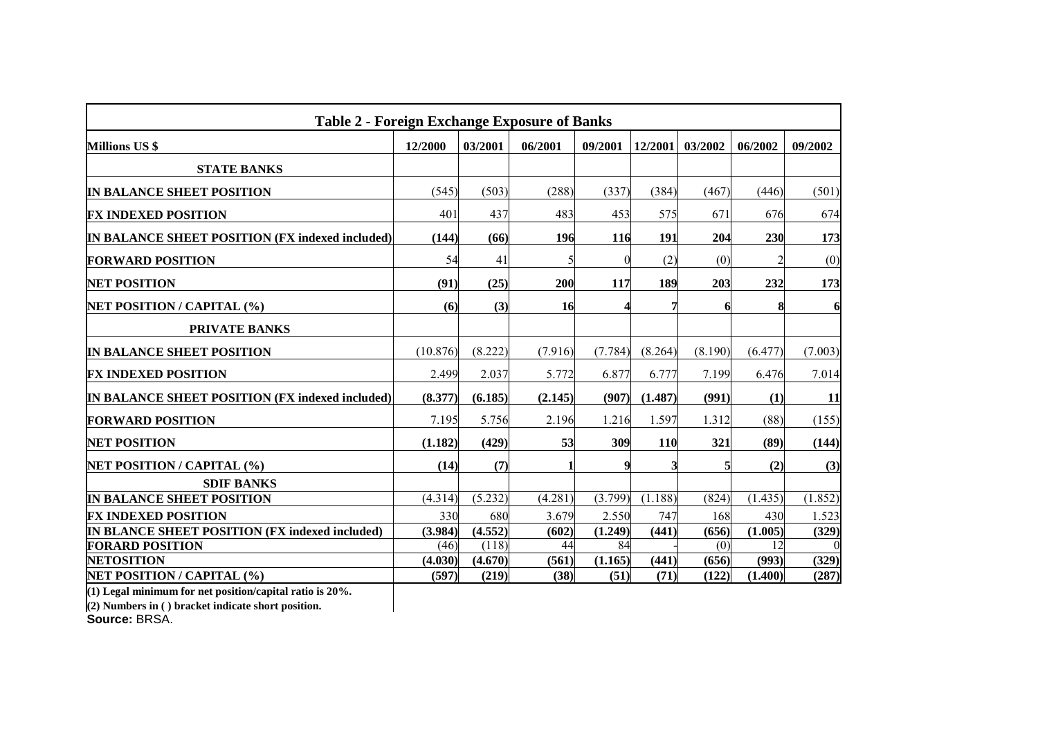| Table 2 - Foreign Exchange Exposure of Banks | | | | | | | | |
|---|---|---|---|---|---|---|---|---|
| **Millions US $** | **12/2000** | **03/2001** | **06/2001** | **09/2001** | **12/2001** | **03/2002** | **06/2002** | **09/2002** |
| **STATE BANKS** | | | | | | | | |
| **IN BALANCE SHEET POSITION** | (545) | (503) | (288) | (337) | (384) | (467) | (446) | (501) |
| **FX INDEXED POSITION** | 401 | 437 | 483 | 453 | 575 | 671 | 676 | 674 |
| **IN BALANCE SHEET POSITION (FX indexed included)** | **(144)** | **(66)** | **196** | **116** | **191** | **204** | **230** | **173** |
| **FORWARD POSITION** | 54 | 41 | 5 | 0 | (2) | (0) | 2 | (0) |
| **NET POSITION** | **(91)** | **(25)** | **200** | **117** | **189** | **203** | **232** | **173** |
| **NET POSITION / CAPITAL (%)** | **(6)** | **(3)** | **16** | **4** | **7** | **6** | **8** | **6** |
| **PRIVATE BANKS** | | | | | | | | |
| **IN BALANCE SHEET POSITION** | (10.876) | (8.222) | (7.916) | (7.784) | (8.264) | (8.190) | (6.477) | (7.003) |
| **FX INDEXED POSITION** | 2.499 | 2.037 | 5.772 | 6.877 | 6.777 | 7.199 | 6.476 | 7.014 |
| **IN BALANCE SHEET POSITION (FX indexed included)** | **(8.377)** | **(6.185)** | **(2.145)** | **(907)** | **(1.487)** | **(991)** | **(1)** | **11** |
| **FORWARD POSITION** | 7.195 | 5.756 | 2.196 | 1.216 | 1.597 | 1.312 | (88) | (155) |
| **NET POSITION** | **(1.182)** | **(429)** | **53** | **309** | **110** | **321** | **(89)** | **(144)** |
| **NET POSITION / CAPITAL (%)** | **(14)** | **(7)** | **1** | **9** | **3** | **5** | **(2)** | **(3)** |
| **SDIF BANKS** | | | | | | | | |
| **IN BALANCE SHEET POSITION** | (4.314) | (5.232) | (4.281) | (3.799) | (1.188) | (824) | (1.435) | (1.852) |
| **FX INDEXED POSITION** | 330 | 680 | 3.679 | 2.550 | 747 | 168 | 430 | 1.523 |
| **IN BLANCE SHEET POSITION (FX indexed included)** | **(3.984)** | **(4.552)** | **(602)** | **(1.249)** | **(441)** | **(656)** | **(1.005)** | **(329)** |
| **FORARD POSITION** | (46) | (118) | 44 | 84 | - | (0) | 12 | 0 |
| **NETOSITION** | **(4.030)** | **(4.670)** | **(561)** | **(1.165)** | **(441)** | **(656)** | **(993)** | **(329)** |
| **NET POSITION / CAPITAL (%)** | **(597)** | **(219)** | **(38)** | **(51)** | **(71)** | **(122)** | **(1.400)** | **(287)** |

**(1) Legal minimum for net position/capital ratio is 20%.**

**(2) Numbers in ( ) bracket indicate short position.**

**Source:** BRSA.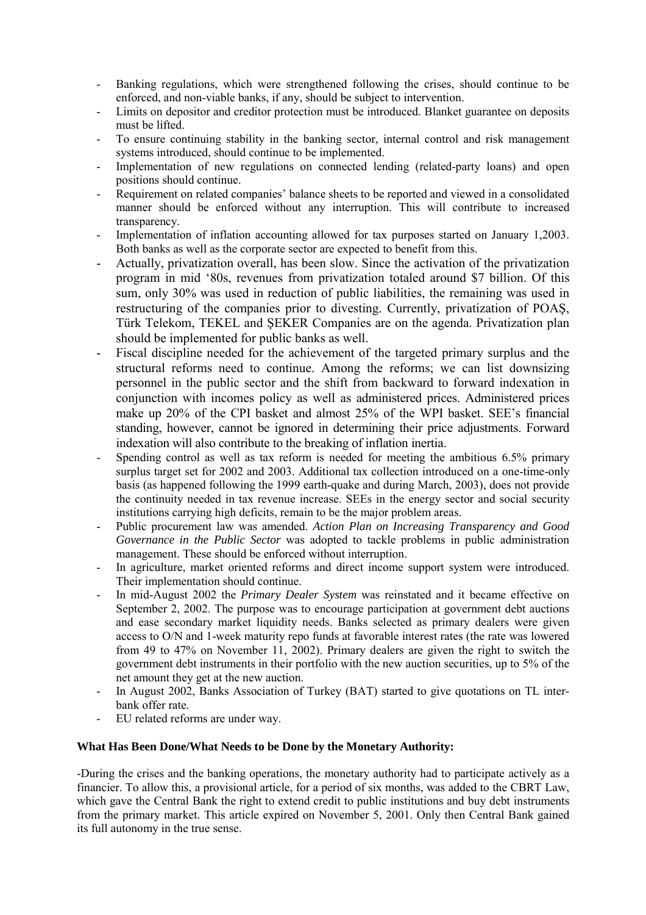- Banking regulations, which were strengthened following the crises, should continue to be enforced, and non-viable banks, if any, should be subject to intervention.
- Limits on depositor and creditor protection must be introduced. Blanket guarantee on deposits must be lifted.
- To ensure continuing stability in the banking sector, internal control and risk management systems introduced, should continue to be implemented.
- Implementation of new regulations on connected lending (related-party loans) and open positions should continue.
- Requirement on related companies' balance sheets to be reported and viewed in a consolidated manner should be enforced without any interruption. This will contribute to increased transparency.
- Implementation of inflation accounting allowed for tax purposes started on January 1,2003. Both banks as well as the corporate sector are expected to benefit from this.
- Actually, privatization overall, has been slow. Since the activation of the privatization program in mid '80s, revenues from privatization totaled around $7 billion. Of this sum, only 30% was used in reduction of public liabilities, the remaining was used in restructuring of the companies prior to divesting. Currently, privatization of POAŞ, Türk Telekom, TEKEL and ŞEKER Companies are on the agenda. Privatization plan should be implemented for public banks as well.
- Fiscal discipline needed for the achievement of the targeted primary surplus and the structural reforms need to continue. Among the reforms; we can list downsizing personnel in the public sector and the shift from backward to forward indexation in conjunction with incomes policy as well as administered prices. Administered prices make up 20% of the CPI basket and almost 25% of the WPI basket. SEE's financial standing, however, cannot be ignored in determining their price adjustments. Forward indexation will also contribute to the breaking of inflation inertia.
- Spending control as well as tax reform is needed for meeting the ambitious 6.5% primary surplus target set for 2002 and 2003. Additional tax collection introduced on a one-time-only basis (as happened following the 1999 earth-quake and during March, 2003), does not provide the continuity needed in tax revenue increase. SEEs in the energy sector and social security institutions carrying high deficits, remain to be the major problem areas.
- Public procurement law was amended. *Action Plan on Increasing Transparency and Good Governance in the Public Sector* was adopted to tackle problems in public administration management. These should be enforced without interruption.
- In agriculture, market oriented reforms and direct income support system were introduced. Their implementation should continue.
- In mid-August 2002 the *Primary Dealer System* was reinstated and it became effective on September 2, 2002. The purpose was to encourage participation at government debt auctions and ease secondary market liquidity needs. Banks selected as primary dealers were given access to O/N and 1-week maturity repo funds at favorable interest rates (the rate was lowered from 49 to 47% on November 11, 2002). Primary dealers are given the right to switch the government debt instruments in their portfolio with the new auction securities, up to 5% of the net amount they get at the new auction.
- In August 2002, Banks Association of Turkey (BAT) started to give quotations on TL inter-bank offer rate.
- EU related reforms are under way.

**What Has Been Done/What Needs to be Done by the Monetary Authority:**

-During the crises and the banking operations, the monetary authority had to participate actively as a financier. To allow this, a provisional article, for a period of six months, was added to the CBRT Law, which gave the Central Bank the right to extend credit to public institutions and buy debt instruments from the primary market. This article expired on November 5, 2001. Only then Central Bank gained its full autonomy in the true sense.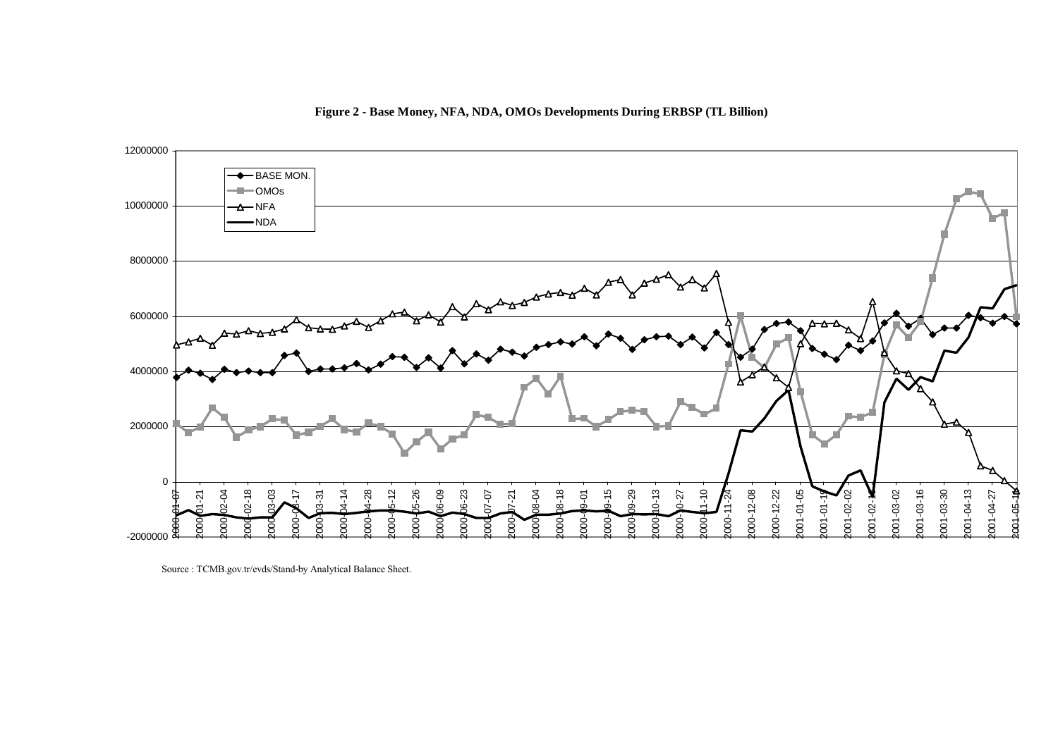**Figure 2 - Base Money, NFA, NDA, OMOs Developments During ERBSP (TL Billion)**

Source : TCMB.gov.tr/evds/Stand-by Analytical Balance Sheet.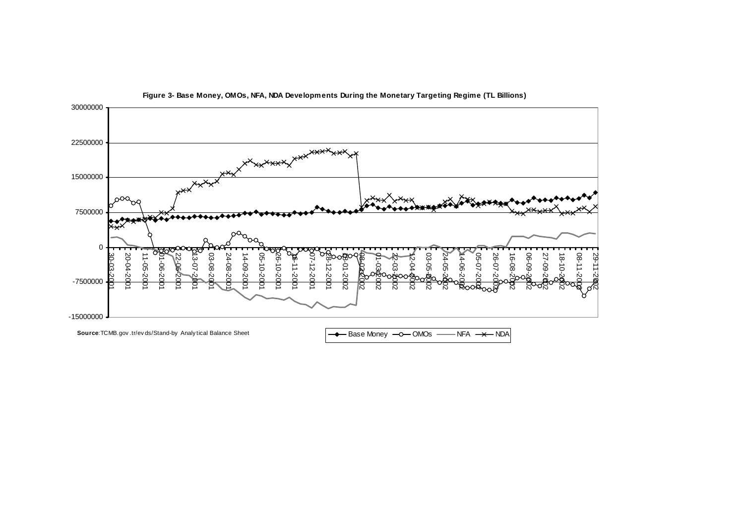**Figure 3- Base Money, OMOs, NFA, NDA Developments During the Monetary Targeting Regime (TL Billions)**

**Source**: TCMB.gov.tr/evds/Stand-by Analytical Balance Sheet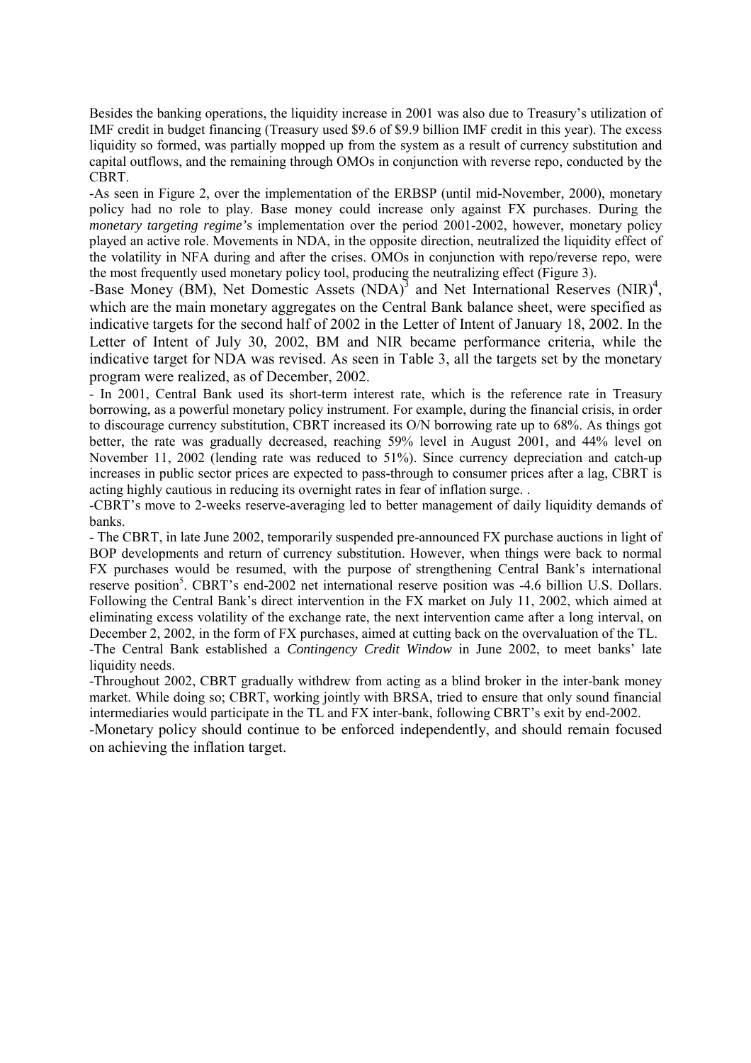Besides the banking operations, the liquidity increase in 2001 was also due to Treasury's utilization of IMF credit in budget financing (Treasury used $9.6 of $9.9 billion IMF credit in this year). The excess liquidity so formed, was partially mopped up from the system as a result of currency substitution and capital outflows, and the remaining through OMOs in conjunction with reverse repo, conducted by the CBRT.

-As seen in Figure 2, over the implementation of the ERBSP (until mid-November, 2000), monetary policy had no role to play. Base money could increase only against FX purchases. During the *monetary targeting regime*'s implementation over the period 2001-2002, however, monetary policy played an active role. Movements in NDA, in the opposite direction, neutralized the liquidity effect of the volatility in NFA during and after the crises. OMOs in conjunction with repo/reverse repo, were the most frequently used monetary policy tool, producing the neutralizing effect (Figure 3).

-Base Money (BM), Net Domestic Assets (NDA)[3] and Net International Reserves (NIR)[4], which are the main monetary aggregates on the Central Bank balance sheet, were specified as indicative targets for the second half of 2002 in the Letter of Intent of January 18, 2002. In the Letter of Intent of July 30, 2002, BM and NIR became performance criteria, while the indicative target for NDA was revised. As seen in Table 3, all the targets set by the monetary program were realized, as of December, 2002.

- In 2001, Central Bank used its short-term interest rate, which is the reference rate in Treasury borrowing, as a powerful monetary policy instrument. For example, during the financial crisis, in order to discourage currency substitution, CBRT increased its O/N borrowing rate up to 68%. As things got better, the rate was gradually decreased, reaching 59% level in August 2001, and 44% level on November 11, 2002 (lending rate was reduced to 51%). Since currency depreciation and catch-up increases in public sector prices are expected to pass-through to consumer prices after a lag, CBRT is acting highly cautious in reducing its overnight rates in fear of inflation surge. .

-CBRT's move to 2-weeks reserve-averaging led to better management of daily liquidity demands of banks.

- The CBRT, in late June 2002, temporarily suspended pre-announced FX purchase auctions in light of BOP developments and return of currency substitution. However, when things were back to normal FX purchases would be resumed, with the purpose of strengthening Central Bank's international reserve position[5]. CBRT's end-2002 net international reserve position was -4.6 billion U.S. Dollars. Following the Central Bank's direct intervention in the FX market on July 11, 2002, which aimed at eliminating excess volatility of the exchange rate, the next intervention came after a long interval, on December 2, 2002, in the form of FX purchases, aimed at cutting back on the overvaluation of the TL.

-The Central Bank established a *Contingency Credit Window* in June 2002, to meet banks' late liquidity needs.

-Throughout 2002, CBRT gradually withdrew from acting as a blind broker in the inter-bank money market. While doing so; CBRT, working jointly with BRSA, tried to ensure that only sound financial intermediaries would participate in the TL and FX inter-bank, following CBRT's exit by end-2002.

-Monetary policy should continue to be enforced independently, and should remain focused on achieving the inflation target.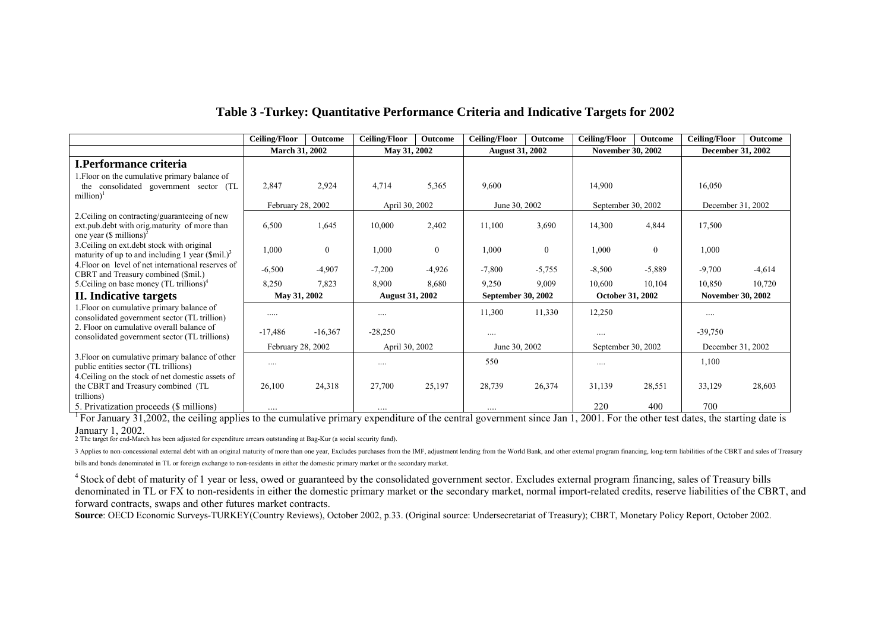## Table 3 -Turkey: Quantitative Performance Criteria and Indicative Targets for 2002

| | Ceiling/Floor | Outcome | Ceiling/Floor | Outcome | Ceiling/Floor | Outcome | Ceiling/Floor | Outcome | Ceiling/Floor | Outcome |
|---|---|---|---|---|---|---|---|---|---|---|
| | March 31, 2002 | | May 31, 2002 | | August 31, 2002 | | November 30, 2002 | | December 31, 2002 | |
| **I.Performance criteria** | | | | | | | | | | |
| 1.Floor on the cumulative primary balance of the consolidated government sector (TL million)[1] | 2,847 | 2,924 | 4,714 | 5,365 | 9,600 | | 14,900 | | 16,050 | |
| | February 28, 2002 | | April 30, 2002 | | June 30, 2002 | | September 30, 2002 | | December 31, 2002 | |
| 2.Ceiling on contracting/guaranteeing of new ext.pub.debt with orig.maturity of more than one year ($ millions)[2] | 6,500 | 1,645 | 10,000 | 2,402 | 11,100 | 3,690 | 14,300 | 4,844 | 17,500 | |
| 3.Ceiling on ext.debt stock with original maturity of up to and including 1 year ($mil.)[3] | 1,000 | 0 | 1,000 | 0 | 1,000 | 0 | 1,000 | 0 | 1,000 | |
| 4.Floor on level of net international reserves of CBRT and Treasury combined ($mil.) | -6,500 | -4,907 | -7,200 | -4,926 | -7,800 | -5,755 | -8,500 | -5,889 | -9,700 | -4,614 |
| 5.Ceiling on base money (TL trillions)[4] | 8,250 | 7,823 | 8,900 | 8,680 | 9,250 | 9,009 | 10,600 | 10,104 | 10,850 | 10,720 |
| **II. Indicative targets** | May 31, 2002 | | August 31, 2002 | | September 30, 2002 | | October 31, 2002 | | November 30, 2002 | |
| 1.Floor on cumulative primary balance of consolidated government sector (TL trillion) | ..... | | .... | | 11,300 | 11,330 | 12,250 | | .... | |
| 2. Floor on cumulative overall balance of consolidated government sector (TL trillions) | -17,486 | -16,367 | -28,250 | | .... | | .... | | -39,750 | |
| | February 28, 2002 | | April 30, 2002 | | June 30, 2002 | | September 30, 2002 | | December 31, 2002 | |
| 3.Floor on cumulative primary balance of other public entities sector (TL trillions) | .... | | .... | | 550 | | .... | | 1,100 | |
| 4.Ceiling on the stock of net domestic assets of the CBRT and Treasury combined (TL trillions) | 26,100 | 24,318 | 27,700 | 25,197 | 28,739 | 26,374 | 31,139 | 28,551 | 33,129 | 28,603 |
| 5. Privatization proceeds ($ millions) | .... | | .... | | .... | | 220 | 400 | 700 | |

[1] For January 31,2002, the ceiling applies to the cumulative primary expenditure of the central government since Jan 1, 2001. For the other test dates, the starting date is January 1, 2002.

2 The target for end-March has been adjusted for expenditure arrears outstanding at Bag-Kur (a social security fund).

3 Applies to non-concessional external debt with an original maturity of more than one year, Excludes purchases from the IMF, adjustment lending from the World Bank, and other external program financing, long-term liabilities of the CBRT and sales of Treasury bills and bonds denominated in TL or foreign exchange to non-residents in either the domestic primary market or the secondary market.

[4] Stock of debt of maturity of 1 year or less, owed or guaranteed by the consolidated government sector. Excludes external program financing, sales of Treasury bills denominated in TL or FX to non-residents in either the domestic primary market or the secondary market, normal import-related credits, reserve liabilities of the CBRT, and forward contracts, swaps and other futures market contracts.

**Source**: OECD Economic Surveys-TURKEY(Country Reviews), October 2002, p.33. (Original source: Undersecretariat of Treasury); CBRT, Monetary Policy Report, October 2002.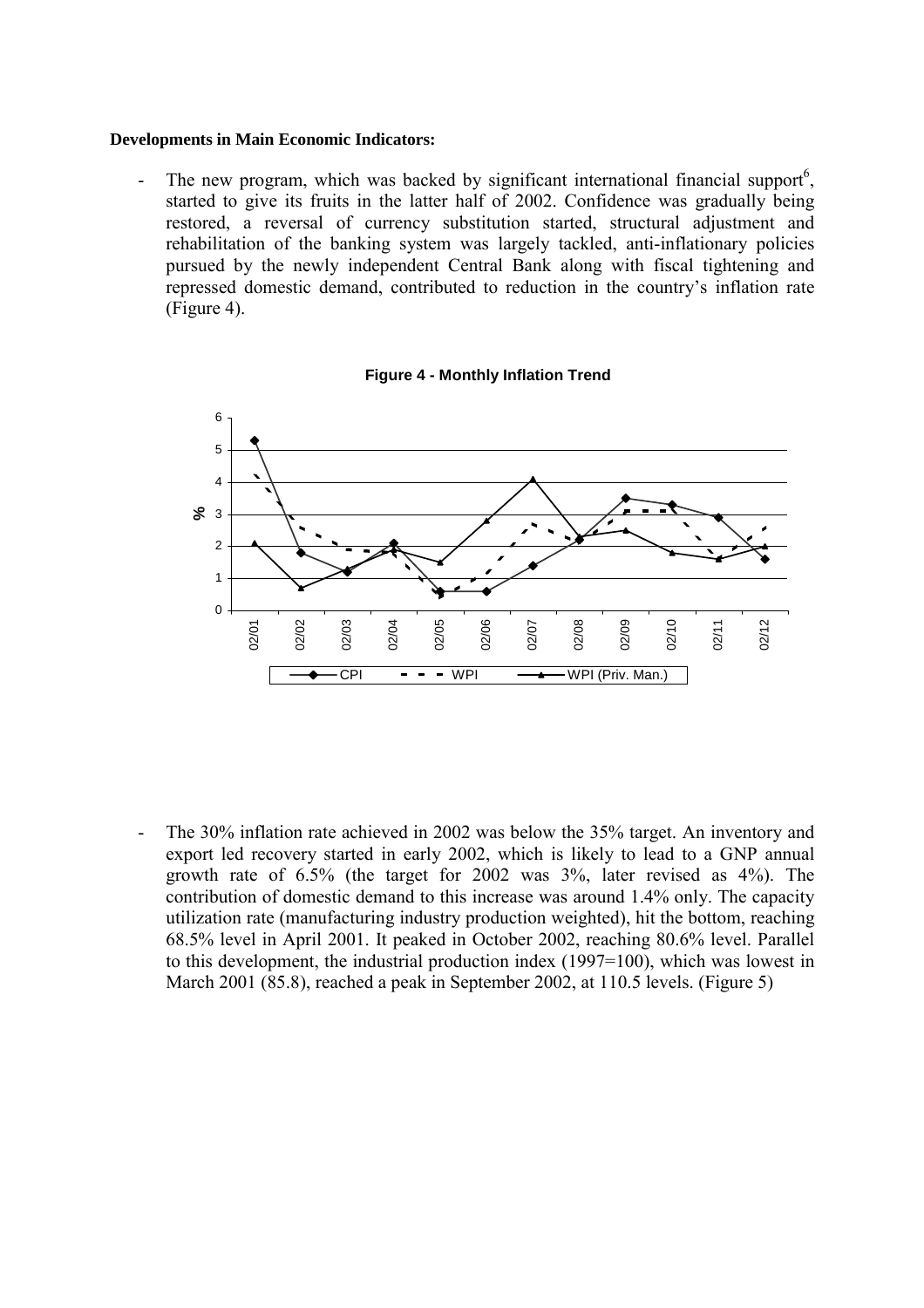**Developments in Main Economic Indicators:**

- The new program, which was backed by significant international financial support[6], started to give its fruits in the latter half of 2002. Confidence was gradually being restored, a reversal of currency substitution started, structural adjustment and rehabilitation of the banking system was largely tackled, anti-inflationary policies pursued by the newly independent Central Bank along with fiscal tightening and repressed domestic demand, contributed to reduction in the country's inflation rate (Figure 4).

**Figure 4 - Monthly Inflation Trend**

- The 30% inflation rate achieved in 2002 was below the 35% target. An inventory and export led recovery started in early 2002, which is likely to lead to a GNP annual growth rate of 6.5% (the target for 2002 was 3%, later revised as 4%). The contribution of domestic demand to this increase was around 1.4% only. The capacity utilization rate (manufacturing industry production weighted), hit the bottom, reaching 68.5% level in April 2001. It peaked in October 2002, reaching 80.6% level. Parallel to this development, the industrial production index (1997=100), which was lowest in March 2001 (85.8), reached a peak in September 2002, at 110.5 levels. (Figure 5)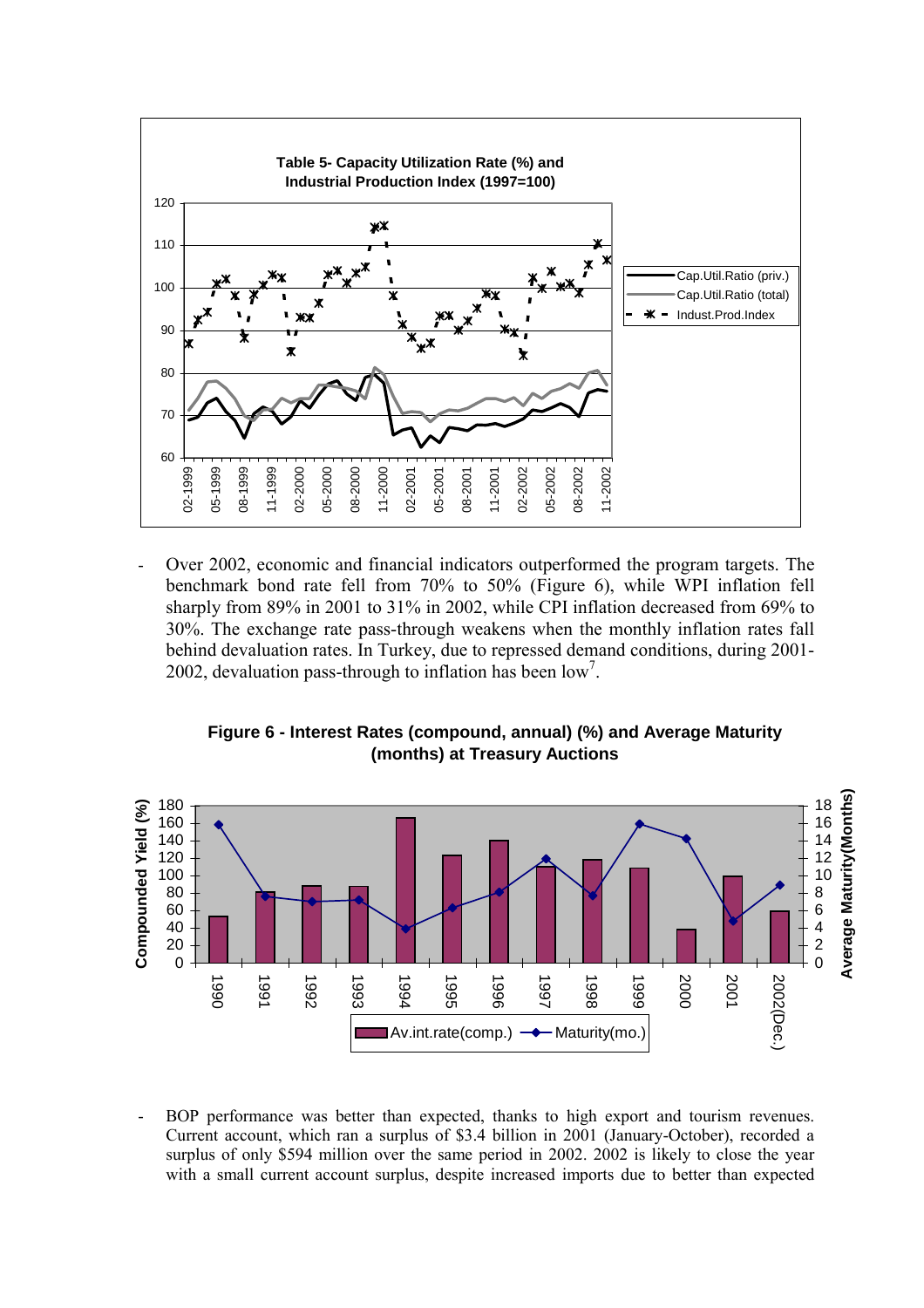**Table 5- Capacity Utilization Rate (%) and Industrial Production Index (1997=100)**

- Over 2002, economic and financial indicators outperformed the program targets. The benchmark bond rate fell from 70% to 50% (Figure 6), while WPI inflation fell sharply from 89% in 2001 to 31% in 2002, while CPI inflation decreased from 69% to 30%. The exchange rate pass-through weakens when the monthly inflation rates fall behind devaluation rates. In Turkey, due to repressed demand conditions, during 2001-2002, devaluation pass-through to inflation has been low[7].

**Figure 6 - Interest Rates (compound, annual) (%) and Average Maturity (months) at Treasury Auctions**

- BOP performance was better than expected, thanks to high export and tourism revenues. Current account, which ran a surplus of $3.4 billion in 2001 (January-October), recorded a surplus of only $594 million over the same period in 2002. 2002 is likely to close the year with a small current account surplus, despite increased imports due to better than expected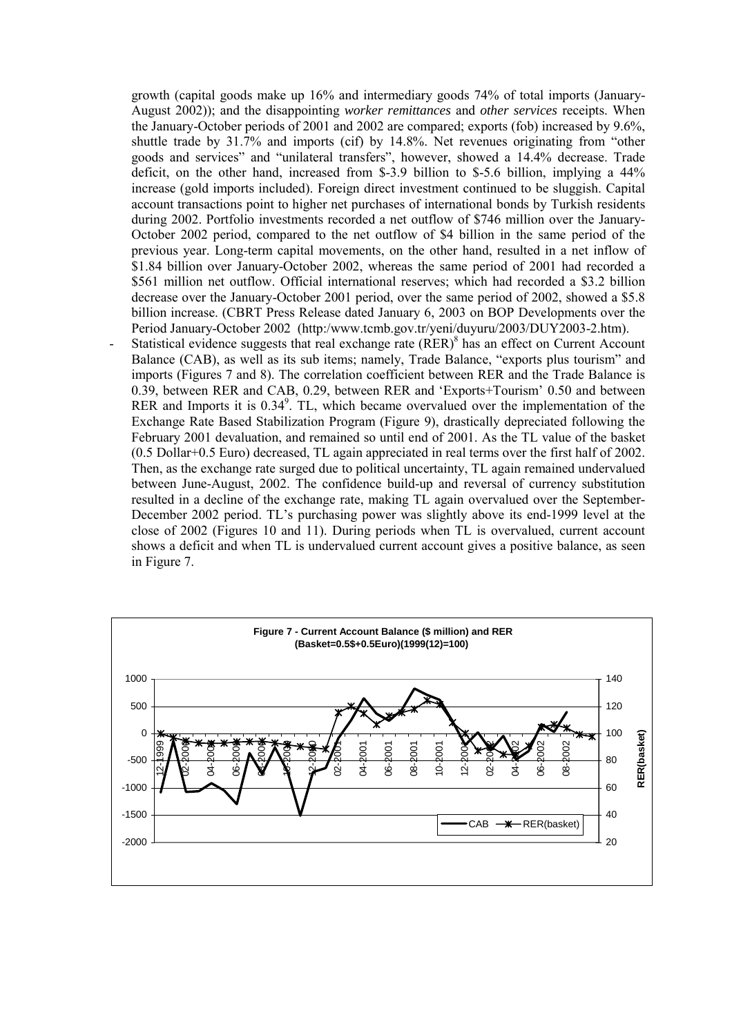growth (capital goods make up 16% and intermediary goods 74% of total imports (January-August 2002)); and the disappointing *worker remittances* and *other services* receipts. When the January-October periods of 2001 and 2002 are compared; exports (fob) increased by 9.6%, shuttle trade by 31.7% and imports (cif) by 14.8%. Net revenues originating from "other goods and services" and "unilateral transfers", however, showed a 14.4% decrease. Trade deficit, on the other hand, increased from $-3.9 billion to $-5.6 billion, implying a 44% increase (gold imports included). Foreign direct investment continued to be sluggish. Capital account transactions point to higher net purchases of international bonds by Turkish residents during 2002. Portfolio investments recorded a net outflow of $746 million over the January-October 2002 period, compared to the net outflow of $4 billion in the same period of the previous year. Long-term capital movements, on the other hand, resulted in a net inflow of $1.84 billion over January-October 2002, whereas the same period of 2001 had recorded a $561 million net outflow. Official international reserves; which had recorded a $3.2 billion decrease over the January-October 2001 period, over the same period of 2002, showed a $5.8 billion increase. (CBRT Press Release dated January 6, 2003 on BOP Developments over the Period January-October 2002 (http:/www.tcmb.gov.tr/yeni/duyuru/2003/DUY2003-2.htm).

- Statistical evidence suggests that real exchange rate (RER)[8] has an effect on Current Account Balance (CAB), as well as its sub items; namely, Trade Balance, "exports plus tourism" and imports (Figures 7 and 8). The correlation coefficient between RER and the Trade Balance is 0.39, between RER and CAB, 0.29, between RER and 'Exports+Tourism' 0.50 and between RER and Imports it is 0.34[9]. TL, which became overvalued over the implementation of the Exchange Rate Based Stabilization Program (Figure 9), drastically depreciated following the February 2001 devaluation, and remained so until end of 2001. As the TL value of the basket (0.5 Dollar+0.5 Euro) decreased, TL again appreciated in real terms over the first half of 2002. Then, as the exchange rate surged due to political uncertainty, TL again remained undervalued between June-August, 2002. The confidence build-up and reversal of currency substitution resulted in a decline of the exchange rate, making TL again overvalued over the September-December 2002 period. TL's purchasing power was slightly above its end-1999 level at the close of 2002 (Figures 10 and 11). During periods when TL is overvalued, current account shows a deficit and when TL is undervalued current account gives a positive balance, as seen in Figure 7.

**Figure 7 - Current Account Balance ($ million) and RER (Basket=0.5$+0.5Euro)(1999(12)=100)**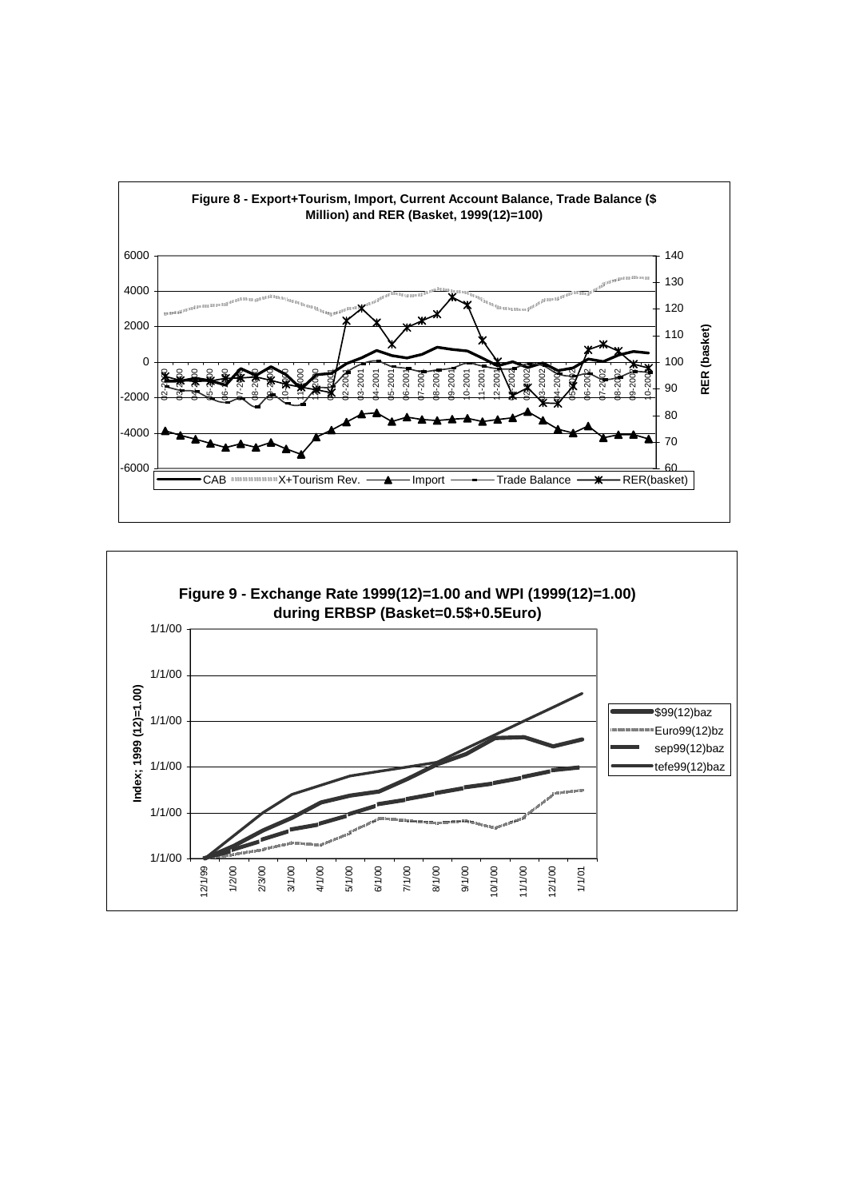**Figure 8 - Export+Tourism, Import, Current Account Balance, Trade Balance ($ Million) and RER (Basket, 1999(12)=100)**

**Figure 9 - Exchange Rate 1999(12)=1.00 and WPI (1999(12)=1.00) during ERBSP (Basket=0.5$+0.5Euro)**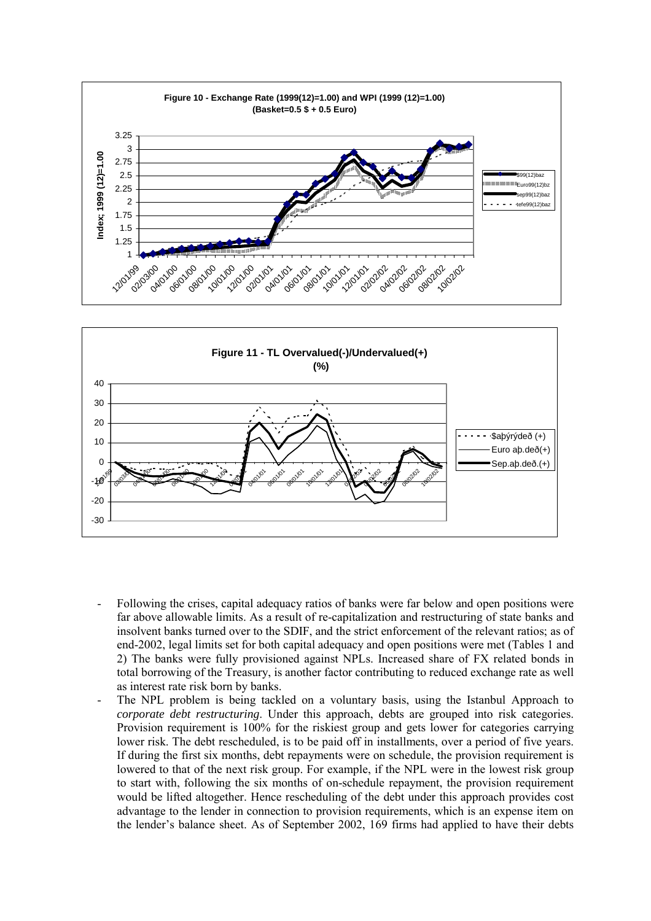**Figure 10 - Exchange Rate (1999(12)=1.00) and WPI (1999 (12)=1.00) (Basket=0.5 $ + 0.5 Euro)**

**Figure 11 - TL Overvalued(-)/Undervalued(+) (%)**

- Following the crises, capital adequacy ratios of banks were far below and open positions were far above allowable limits. As a result of re-capitalization and restructuring of state banks and insolvent banks turned over to the SDIF, and the strict enforcement of the relevant ratios; as of end-2002, legal limits set for both capital adequacy and open positions were met (Tables 1 and 2) The banks were fully provisioned against NPLs. Increased share of FX related bonds in total borrowing of the Treasury, is another factor contributing to reduced exchange rate as well as interest rate risk born by banks.
- The NPL problem is being tackled on a voluntary basis, using the Istanbul Approach to *corporate debt restructuring*. Under this approach, debts are grouped into risk categories. Provision requirement is 100% for the riskiest group and gets lower for categories carrying lower risk. The debt rescheduled, is to be paid off in installments, over a period of five years. If during the first six months, debt repayments were on schedule, the provision requirement is lowered to that of the next risk group. For example, if the NPL were in the lowest risk group to start with, following the six months of on-schedule repayment, the provision requirement would be lifted altogether. Hence rescheduling of the debt under this approach provides cost advantage to the lender in connection to provision requirements, which is an expense item on the lender's balance sheet. As of September 2002, 169 firms had applied to have their debts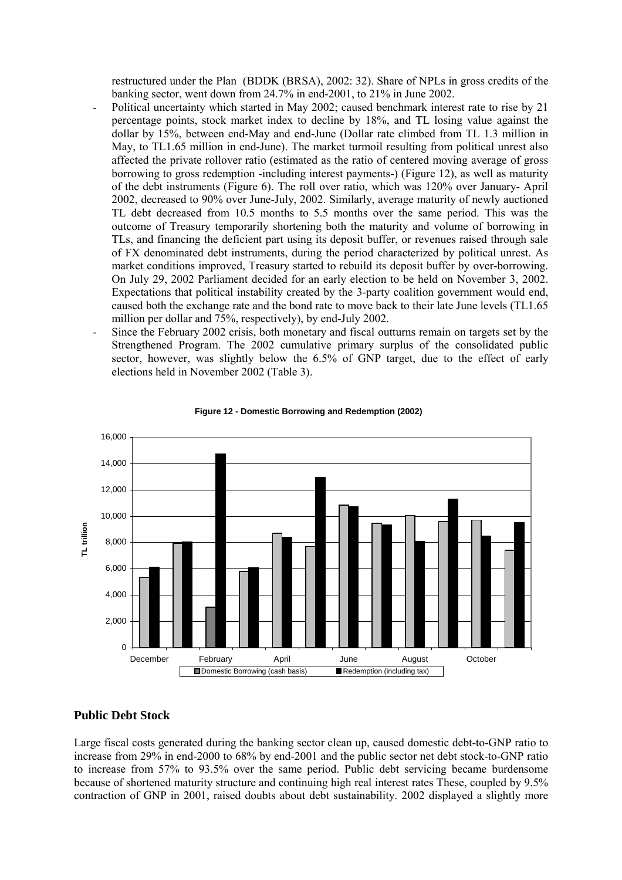restructured under the Plan (BDDK (BRSA), 2002: 32). Share of NPLs in gross credits of the banking sector, went down from 24.7% in end-2001, to 21% in June 2002.

- Political uncertainty which started in May 2002; caused benchmark interest rate to rise by 21 percentage points, stock market index to decline by 18%, and TL losing value against the dollar by 15%, between end-May and end-June (Dollar rate climbed from TL 1.3 million in May, to TL1.65 million in end-June). The market turmoil resulting from political unrest also affected the private rollover ratio (estimated as the ratio of centered moving average of gross borrowing to gross redemption -including interest payments-) (Figure 12), as well as maturity of the debt instruments (Figure 6). The roll over ratio, which was 120% over January- April 2002, decreased to 90% over June-July, 2002. Similarly, average maturity of newly auctioned TL debt decreased from 10.5 months to 5.5 months over the same period. This was the outcome of Treasury temporarily shortening both the maturity and volume of borrowing in TLs, and financing the deficient part using its deposit buffer, or revenues raised through sale of FX denominated debt instruments, during the period characterized by political unrest. As market conditions improved, Treasury started to rebuild its deposit buffer by over-borrowing. On July 29, 2002 Parliament decided for an early election to be held on November 3, 2002. Expectations that political instability created by the 3-party coalition government would end, caused both the exchange rate and the bond rate to move back to their late June levels (TL1.65 million per dollar and 75%, respectively), by end-July 2002.
- Since the February 2002 crisis, both monetary and fiscal outturns remain on targets set by the Strengthened Program. The 2002 cumulative primary surplus of the consolidated public sector, however, was slightly below the 6.5% of GNP target, due to the effect of early elections held in November 2002 (Table 3).

**Figure 12 - Domestic Borrowing and Redemption (2002)**

## Public Debt Stock

Large fiscal costs generated during the banking sector clean up, caused domestic debt-to-GNP ratio to increase from 29% in end-2000 to 68% by end-2001 and the public sector net debt stock-to-GNP ratio to increase from 57% to 93.5% over the same period. Public debt servicing became burdensome because of shortened maturity structure and continuing high real interest rates These, coupled by 9.5% contraction of GNP in 2001, raised doubts about debt sustainability. 2002 displayed a slightly more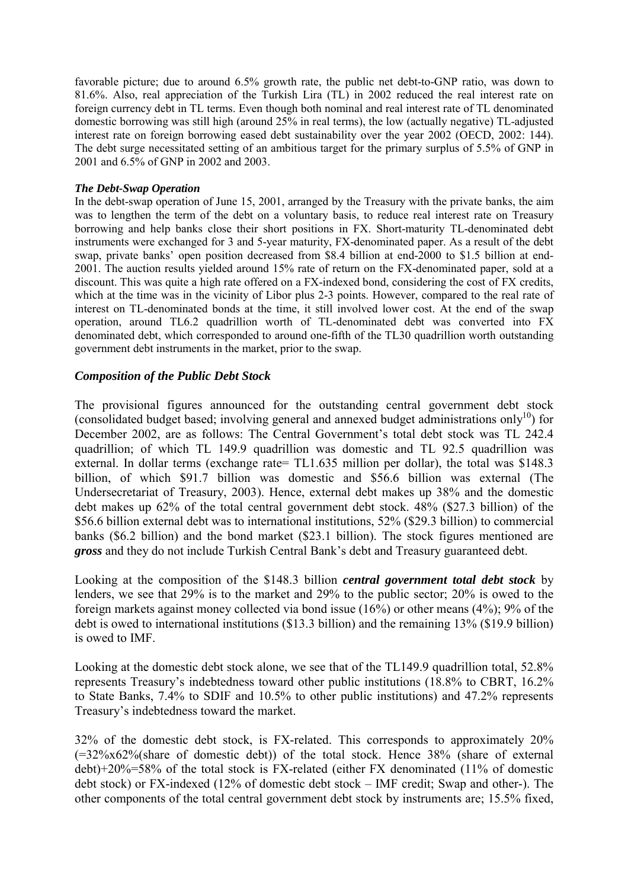favorable picture; due to around 6.5% growth rate, the public net debt-to-GNP ratio, was down to 81.6%. Also, real appreciation of the Turkish Lira (TL) in 2002 reduced the real interest rate on foreign currency debt in TL terms. Even though both nominal and real interest rate of TL denominated domestic borrowing was still high (around 25% in real terms), the low (actually negative) TL-adjusted interest rate on foreign borrowing eased debt sustainability over the year 2002 (OECD, 2002: 144). The debt surge necessitated setting of an ambitious target for the primary surplus of 5.5% of GNP in 2001 and 6.5% of GNP in 2002 and 2003.

#### *The Debt-Swap Operation*

In the debt-swap operation of June 15, 2001, arranged by the Treasury with the private banks, the aim was to lengthen the term of the debt on a voluntary basis, to reduce real interest rate on Treasury borrowing and help banks close their short positions in FX. Short-maturity TL-denominated debt instruments were exchanged for 3 and 5-year maturity, FX-denominated paper. As a result of the debt swap, private banks' open position decreased from $8.4 billion at end-2000 to $1.5 billion at end-2001. The auction results yielded around 15% rate of return on the FX-denominated paper, sold at a discount. This was quite a high rate offered on a FX-indexed bond, considering the cost of FX credits, which at the time was in the vicinity of Libor plus 2-3 points. However, compared to the real rate of interest on TL-denominated bonds at the time, it still involved lower cost. At the end of the swap operation, around TL6.2 quadrillion worth of TL-denominated debt was converted into FX denominated debt, which corresponded to around one-fifth of the TL30 quadrillion worth outstanding government debt instruments in the market, prior to the swap.

### *Composition of the Public Debt Stock*

The provisional figures announced for the outstanding central government debt stock (consolidated budget based; involving general and annexed budget administrations only[10]) for December 2002, are as follows: The Central Government's total debt stock was TL 242.4 quadrillion; of which TL 149.9 quadrillion was domestic and TL 92.5 quadrillion was external. In dollar terms (exchange rate= TL1.635 million per dollar), the total was $148.3 billion, of which $91.7 billion was domestic and $56.6 billion was external (The Undersecretariat of Treasury, 2003). Hence, external debt makes up 38% and the domestic debt makes up 62% of the total central government debt stock. 48% ($27.3 billion) of the $56.6 billion external debt was to international institutions, 52% ($29.3 billion) to commercial banks ($6.2 billion) and the bond market ($23.1 billion). The stock figures mentioned are ***gross*** and they do not include Turkish Central Bank's debt and Treasury guaranteed debt.

Looking at the composition of the $148.3 billion ***central government total debt stock*** by lenders, we see that 29% is to the market and 29% to the public sector; 20% is owed to the foreign markets against money collected via bond issue (16%) or other means (4%); 9% of the debt is owed to international institutions ($13.3 billion) and the remaining 13% ($19.9 billion) is owed to IMF.

Looking at the domestic debt stock alone, we see that of the TL149.9 quadrillion total, 52.8% represents Treasury's indebtedness toward other public institutions (18.8% to CBRT, 16.2% to State Banks, 7.4% to SDIF and 10.5% to other public institutions) and 47.2% represents Treasury's indebtedness toward the market.

32% of the domestic debt stock, is FX-related. This corresponds to approximately 20% (=32%x62%(share of domestic debt)) of the total stock. Hence 38% (share of external debt)+20%=58% of the total stock is FX-related (either FX denominated (11% of domestic debt stock) or FX-indexed (12% of domestic debt stock – IMF credit; Swap and other-). The other components of the total central government debt stock by instruments are; 15.5% fixed,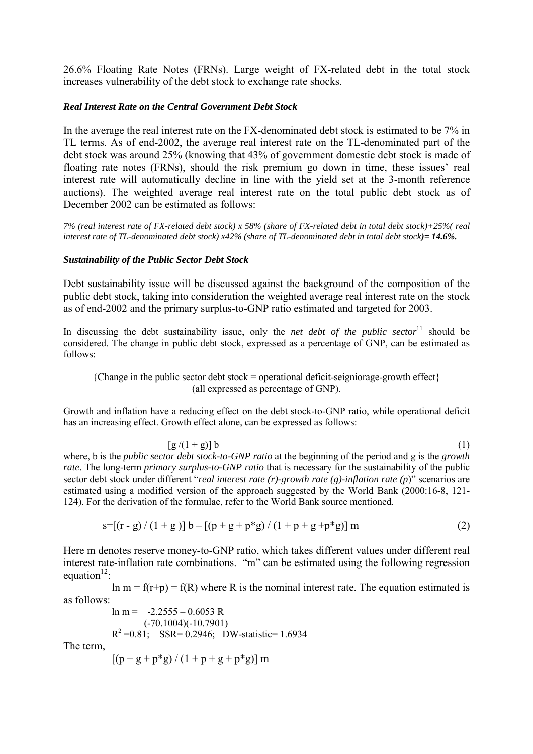26.6% Floating Rate Notes (FRNs). Large weight of FX-related debt in the total stock increases vulnerability of the debt stock to exchange rate shocks.

### *Real Interest Rate on the Central Government Debt Stock*

In the average the real interest rate on the FX-denominated debt stock is estimated to be 7% in TL terms. As of end-2002, the average real interest rate on the TL-denominated part of the debt stock was around 25% (knowing that 43% of government domestic debt stock is made of floating rate notes (FRNs), should the risk premium go down in time, these issues' real interest rate will automatically decline in line with the yield set at the 3-month reference auctions). The weighted average real interest rate on the total public debt stock as of December 2002 can be estimated as follows:

*7% (real interest rate of FX-related debt stock) x 58% (share of FX-related debt in total debt stock)+25%( real interest rate of TL-denominated debt stock) x42% (share of TL-denominated debt in total debt stock)* ***= 14.6%.***

### *Sustainability of the Public Sector Debt Stock*

Debt sustainability issue will be discussed against the background of the composition of the public debt stock, taking into consideration the weighted average real interest rate on the stock as of end-2002 and the primary surplus-to-GNP ratio estimated and targeted for 2003.

In discussing the debt sustainability issue, only the *net debt of the public sector*[11] should be considered. The change in public debt stock, expressed as a percentage of GNP, can be estimated as follows:

{Change in the public sector debt stock = operational deficit-seigniorage-growth effect}
(all expressed as percentage of GNP).

Growth and inflation have a reducing effect on the debt stock-to-GNP ratio, while operational deficit has an increasing effect. Growth effect alone, can be expressed as follows:

$$[g/(1+g)]\, b \qquad (1)$$

where, b is the *public sector debt stock-to-GNP ratio* at the beginning of the period and g is the *growth rate*. The long-term *primary surplus-to-GNP ratio* that is necessary for the sustainability of the public sector debt stock under different "*real interest rate (r)-growth rate (g)-inflation rate (p)*" scenarios are estimated using a modified version of the approach suggested by the World Bank (2000:16-8, 121-124). For the derivation of the formulae, refer to the World Bank source mentioned.

$$s=[(r-g)/(1+g)]\, b - [(p+g+p^*g)/(1+p+g+p^*g)]\, m \qquad (2)$$

Here m denotes reserve money-to-GNP ratio, which takes different values under different real interest rate-inflation rate combinations. "m" can be estimated using the following regression equation[12]:

$\ln m = f(r+p) = f(R)$ where R is the nominal interest rate. The equation estimated is as follows:

$$\ln m = -2.2555 - 0.6053\, R$$
$$(-70.1004)(-10.7901)$$
$$R^2 = 0.81; \quad SSR = 0.2946; \quad \text{DW-statistic} = 1.6934$$

The term,

$$[(p+g+p^*g)/(1+p+g+p^*g)]\, m$$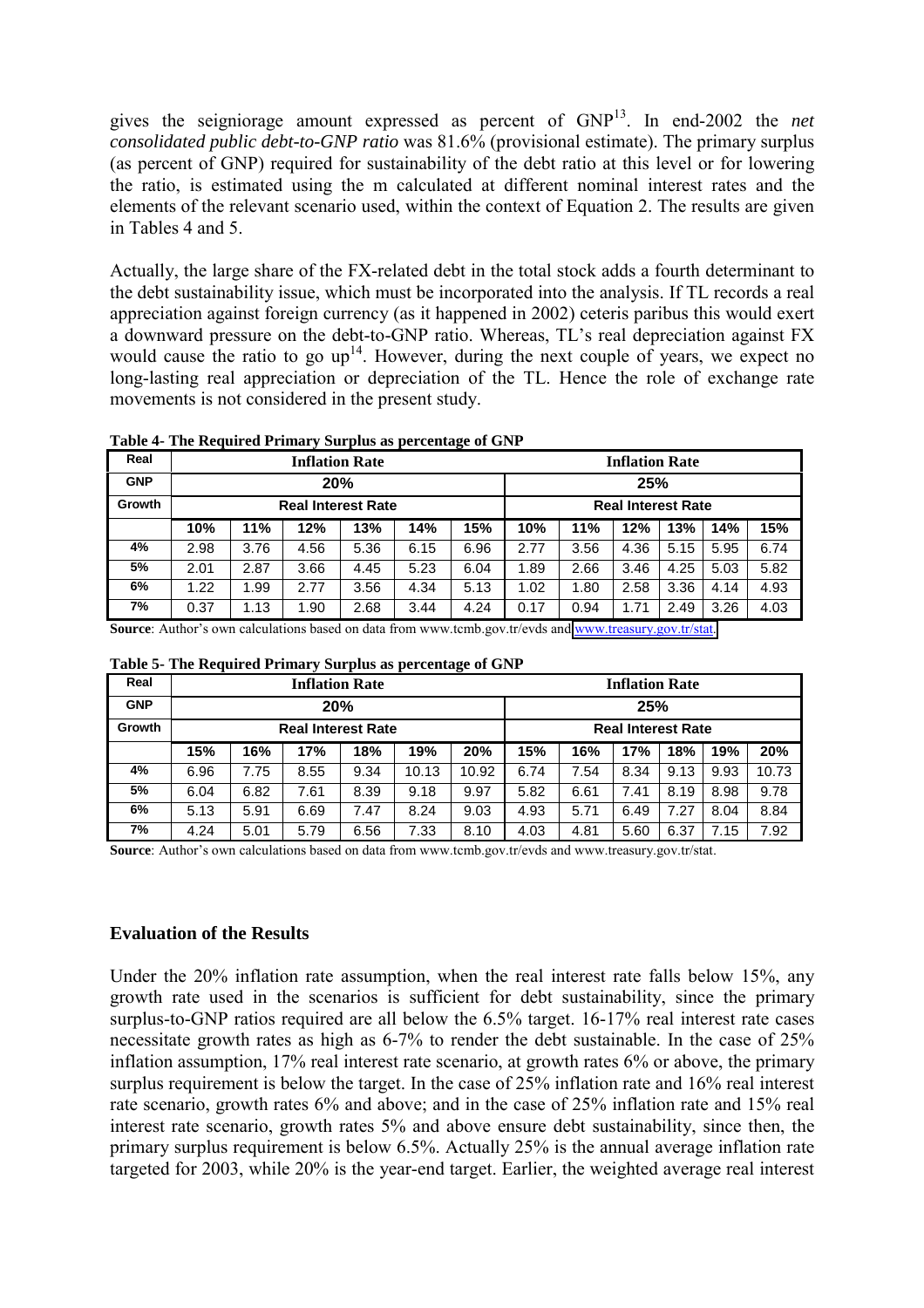gives the seigniorage amount expressed as percent of GNP[13]. In end-2002 the *net consolidated public debt-to-GNP ratio* was 81.6% (provisional estimate). The primary surplus (as percent of GNP) required for sustainability of the debt ratio at this level or for lowering the ratio, is estimated using the m calculated at different nominal interest rates and the elements of the relevant scenario used, within the context of Equation 2. The results are given in Tables 4 and 5.

Actually, the large share of the FX-related debt in the total stock adds a fourth determinant to the debt sustainability issue, which must be incorporated into the analysis. If TL records a real appreciation against foreign currency (as it happened in 2002) ceteris paribus this would exert a downward pressure on the debt-to-GNP ratio. Whereas, TL's real depreciation against FX would cause the ratio to go up[14]. However, during the next couple of years, we expect no long-lasting real appreciation or depreciation of the TL. Hence the role of exchange rate movements is not considered in the present study.

**Table 4- The Required Primary Surplus as percentage of GNP**

| Real | Inflation Rate | | | | | | Inflation Rate | | | | | |
|---|---|---|---|---|---|---|---|---|---|---|---|---|
| GNP | 20% | | | | | | 25% | | | | | |
| Growth | Real Interest Rate | | | | | | Real Interest Rate | | | | | |
| | 10% | 11% | 12% | 13% | 14% | 15% | 10% | 11% | 12% | 13% | 14% | 15% |
| 4% | 2.98 | 3.76 | 4.56 | 5.36 | 6.15 | 6.96 | 2.77 | 3.56 | 4.36 | 5.15 | 5.95 | 6.74 |
| 5% | 2.01 | 2.87 | 3.66 | 4.45 | 5.23 | 6.04 | 1.89 | 2.66 | 3.46 | 4.25 | 5.03 | 5.82 |
| 6% | 1.22 | 1.99 | 2.77 | 3.56 | 4.34 | 5.13 | 1.02 | 1.80 | 2.58 | 3.36 | 4.14 | 4.93 |
| 7% | 0.37 | 1.13 | 1.90 | 2.68 | 3.44 | 4.24 | 0.17 | 0.94 | 1.71 | 2.49 | 3.26 | 4.03 |

**Source**: Author's own calculations based on data from www.tcmb.gov.tr/evds and www.treasury.gov.tr/stat.

**Table 5- The Required Primary Surplus as percentage of GNP**

| Real | Inflation Rate | | | | | | Inflation Rate | | | | | |
|---|---|---|---|---|---|---|---|---|---|---|---|---|
| GNP | 20% | | | | | | 25% | | | | | |
| Growth | Real Interest Rate | | | | | | Real Interest Rate | | | | | |
| | 15% | 16% | 17% | 18% | 19% | 20% | 15% | 16% | 17% | 18% | 19% | 20% |
| 4% | 6.96 | 7.75 | 8.55 | 9.34 | 10.13 | 10.92 | 6.74 | 7.54 | 8.34 | 9.13 | 9.93 | 10.73 |
| 5% | 6.04 | 6.82 | 7.61 | 8.39 | 9.18 | 9.97 | 5.82 | 6.61 | 7.41 | 8.19 | 8.98 | 9.78 |
| 6% | 5.13 | 5.91 | 6.69 | 7.47 | 8.24 | 9.03 | 4.93 | 5.71 | 6.49 | 7.27 | 8.04 | 8.84 |
| 7% | 4.24 | 5.01 | 5.79 | 6.56 | 7.33 | 8.10 | 4.03 | 4.81 | 5.60 | 6.37 | 7.15 | 7.92 |

**Source**: Author's own calculations based on data from www.tcmb.gov.tr/evds and www.treasury.gov.tr/stat.

## Evaluation of the Results

Under the 20% inflation rate assumption, when the real interest rate falls below 15%, any growth rate used in the scenarios is sufficient for debt sustainability, since the primary surplus-to-GNP ratios required are all below the 6.5% target. 16-17% real interest rate cases necessitate growth rates as high as 6-7% to render the debt sustainable. In the case of 25% inflation assumption, 17% real interest rate scenario, at growth rates 6% or above, the primary surplus requirement is below the target. In the case of 25% inflation rate and 16% real interest rate scenario, growth rates 6% and above; and in the case of 25% inflation rate and 15% real interest rate scenario, growth rates 5% and above ensure debt sustainability, since then, the primary surplus requirement is below 6.5%. Actually 25% is the annual average inflation rate targeted for 2003, while 20% is the year-end target. Earlier, the weighted average real interest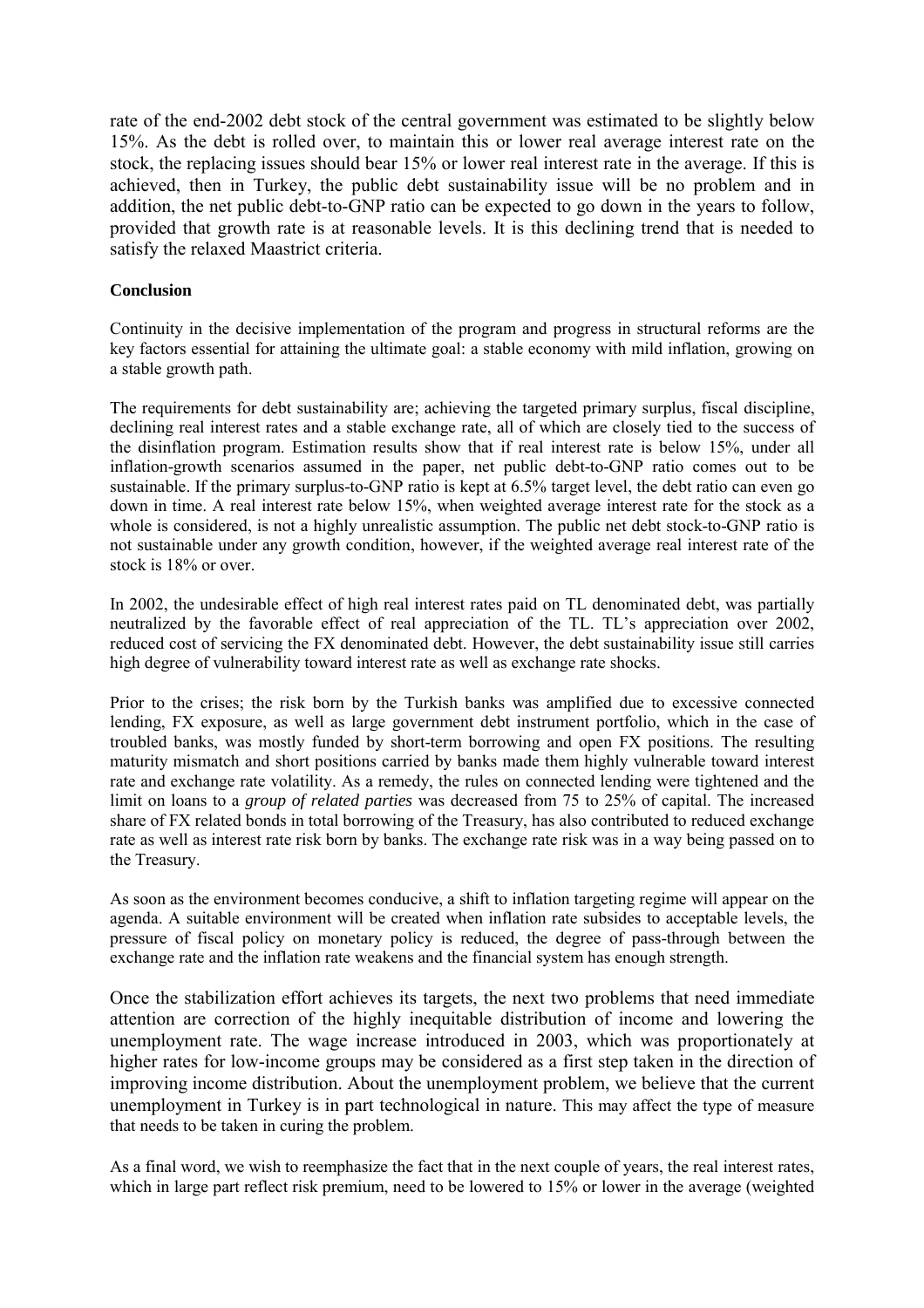rate of the end-2002 debt stock of the central government was estimated to be slightly below 15%. As the debt is rolled over, to maintain this or lower real average interest rate on the stock, the replacing issues should bear 15% or lower real interest rate in the average. If this is achieved, then in Turkey, the public debt sustainability issue will be no problem and in addition, the net public debt-to-GNP ratio can be expected to go down in the years to follow, provided that growth rate is at reasonable levels. It is this declining trend that is needed to satisfy the relaxed Maastrict criteria.

**Conclusion**

Continuity in the decisive implementation of the program and progress in structural reforms are the key factors essential for attaining the ultimate goal: a stable economy with mild inflation, growing on a stable growth path.

The requirements for debt sustainability are; achieving the targeted primary surplus, fiscal discipline, declining real interest rates and a stable exchange rate, all of which are closely tied to the success of the disinflation program. Estimation results show that if real interest rate is below 15%, under all inflation-growth scenarios assumed in the paper, net public debt-to-GNP ratio comes out to be sustainable. If the primary surplus-to-GNP ratio is kept at 6.5% target level, the debt ratio can even go down in time. A real interest rate below 15%, when weighted average interest rate for the stock as a whole is considered, is not a highly unrealistic assumption. The public net debt stock-to-GNP ratio is not sustainable under any growth condition, however, if the weighted average real interest rate of the stock is 18% or over.

In 2002, the undesirable effect of high real interest rates paid on TL denominated debt, was partially neutralized by the favorable effect of real appreciation of the TL. TL's appreciation over 2002, reduced cost of servicing the FX denominated debt. However, the debt sustainability issue still carries high degree of vulnerability toward interest rate as well as exchange rate shocks.

Prior to the crises; the risk born by the Turkish banks was amplified due to excessive connected lending, FX exposure, as well as large government debt instrument portfolio, which in the case of troubled banks, was mostly funded by short-term borrowing and open FX positions. The resulting maturity mismatch and short positions carried by banks made them highly vulnerable toward interest rate and exchange rate volatility. As a remedy, the rules on connected lending were tightened and the limit on loans to a *group of related parties* was decreased from 75 to 25% of capital. The increased share of FX related bonds in total borrowing of the Treasury, has also contributed to reduced exchange rate as well as interest rate risk born by banks. The exchange rate risk was in a way being passed on to the Treasury.

As soon as the environment becomes conducive, a shift to inflation targeting regime will appear on the agenda. A suitable environment will be created when inflation rate subsides to acceptable levels, the pressure of fiscal policy on monetary policy is reduced, the degree of pass-through between the exchange rate and the inflation rate weakens and the financial system has enough strength.

Once the stabilization effort achieves its targets, the next two problems that need immediate attention are correction of the highly inequitable distribution of income and lowering the unemployment rate. The wage increase introduced in 2003, which was proportionately at higher rates for low-income groups may be considered as a first step taken in the direction of improving income distribution. About the unemployment problem, we believe that the current unemployment in Turkey is in part technological in nature. This may affect the type of measure that needs to be taken in curing the problem.

As a final word, we wish to reemphasize the fact that in the next couple of years, the real interest rates, which in large part reflect risk premium, need to be lowered to 15% or lower in the average (weighted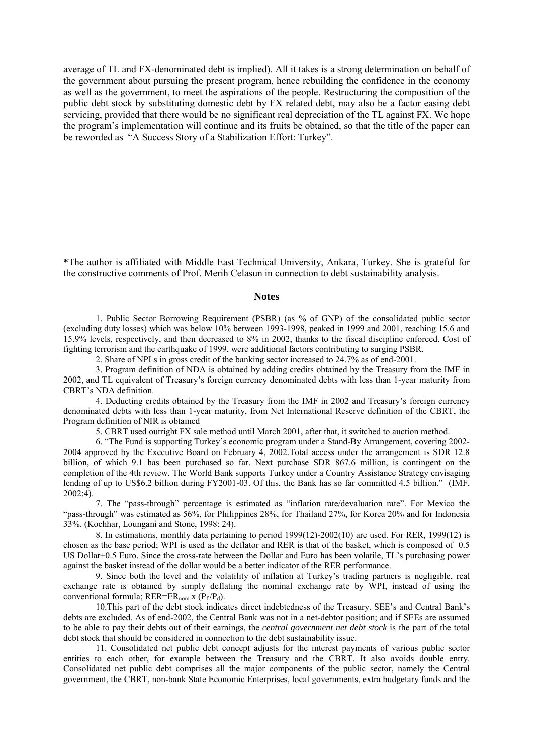average of TL and FX-denominated debt is implied). All it takes is a strong determination on behalf of the government about pursuing the present program, hence rebuilding the confidence in the economy as well as the government, to meet the aspirations of the people. Restructuring the composition of the public debt stock by substituting domestic debt by FX related debt, may also be a factor easing debt servicing, provided that there would be no significant real depreciation of the TL against FX. We hope the program's implementation will continue and its fruits be obtained, so that the title of the paper can be reworded as "A Success Story of a Stabilization Effort: Turkey".

**\***The author is affiliated with Middle East Technical University, Ankara, Turkey. She is grateful for the constructive comments of Prof. Merih Celasun in connection to debt sustainability analysis.

## Notes

1. Public Sector Borrowing Requirement (PSBR) (as % of GNP) of the consolidated public sector (excluding duty losses) which was below 10% between 1993-1998, peaked in 1999 and 2001, reaching 15.6 and 15.9% levels, respectively, and then decreased to 8% in 2002, thanks to the fiscal discipline enforced. Cost of fighting terrorism and the earthquake of 1999, were additional factors contributing to surging PSBR.

2. Share of NPLs in gross credit of the banking sector increased to 24.7% as of end-2001.

3. Program definition of NDA is obtained by adding credits obtained by the Treasury from the IMF in 2002, and TL equivalent of Treasury's foreign currency denominated debts with less than 1-year maturity from CBRT's NDA definition.

4. Deducting credits obtained by the Treasury from the IMF in 2002 and Treasury's foreign currency denominated debts with less than 1-year maturity, from Net International Reserve definition of the CBRT, the Program definition of NIR is obtained

5. CBRT used outright FX sale method until March 2001, after that, it switched to auction method.

6. "The Fund is supporting Turkey's economic program under a Stand-By Arrangement, covering 2002-2004 approved by the Executive Board on February 4, 2002.Total access under the arrangement is SDR 12.8 billion, of which 9.1 has been purchased so far. Next purchase SDR 867.6 million, is contingent on the completion of the 4th review. The World Bank supports Turkey under a Country Assistance Strategy envisaging lending of up to US$6.2 billion during FY2001-03. Of this, the Bank has so far committed 4.5 billion." (IMF, 2002:4).

7. The "pass-through" percentage is estimated as "inflation rate/devaluation rate". For Mexico the "pass-through" was estimated as 56%, for Philippines 28%, for Thailand 27%, for Korea 20% and for Indonesia 33%. (Kochhar, Loungani and Stone, 1998: 24).

8. In estimations, monthly data pertaining to period 1999(12)-2002(10) are used. For RER, 1999(12) is chosen as the base period; WPI is used as the deflator and RER is that of the basket, which is composed of 0.5 US Dollar+0.5 Euro. Since the cross-rate between the Dollar and Euro has been volatile, TL's purchasing power against the basket instead of the dollar would be a better indicator of the RER performance.

9. Since both the level and the volatility of inflation at Turkey's trading partners is negligible, real exchange rate is obtained by simply deflating the nominal exchange rate by WPI, instead of using the conventional formula; $RER=ER_{nom} \times (P_f/P_d)$.

10.This part of the debt stock indicates direct indebtedness of the Treasury. SEE's and Central Bank's debts are excluded. As of end-2002, the Central Bank was not in a net-debtor position; and if SEEs are assumed to be able to pay their debts out of their earnings, the *central government net debt stock* is the part of the total debt stock that should be considered in connection to the debt sustainability issue.

11. Consolidated net public debt concept adjusts for the interest payments of various public sector entities to each other, for example between the Treasury and the CBRT. It also avoids double entry. Consolidated net public debt comprises all the major components of the public sector, namely the Central government, the CBRT, non-bank State Economic Enterprises, local governments, extra budgetary funds and the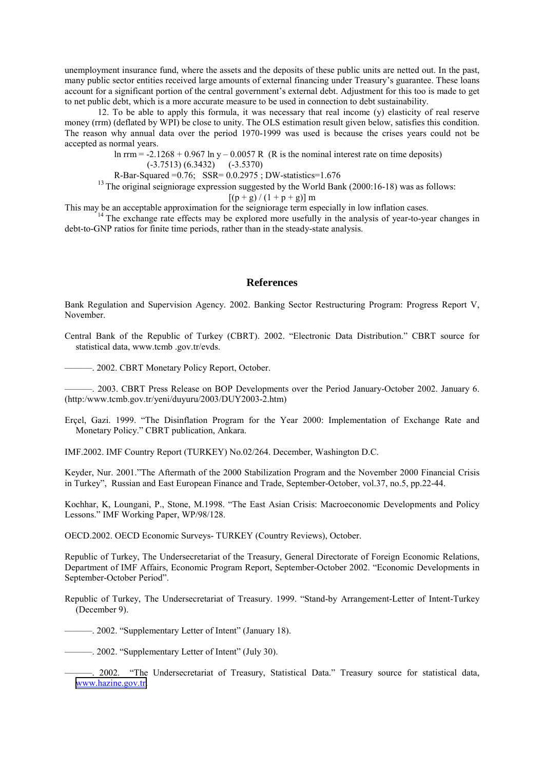unemployment insurance fund, where the assets and the deposits of these public units are netted out. In the past, many public sector entities received large amounts of external financing under Treasury's guarantee. These loans account for a significant portion of the central government's external debt. Adjustment for this too is made to get to net public debt, which is a more accurate measure to be used in connection to debt sustainability.

12. To be able to apply this formula, it was necessary that real income (y) elasticity of real reserve money (rrm) (deflated by WPI) be close to unity. The OLS estimation result given below, satisfies this condition. The reason why annual data over the period 1970-1999 was used is because the crises years could not be accepted as normal years.

$$\ln rrm = -2.1268 + 0.967 \ln y - 0.0057 R$$ (R is the nominal interest rate on time deposits)

(-3.7513) (6.3432) (-3.5370)

R-Bar-Squared =0.76; SSR= 0.0.2975 ; DW-statistics=1.676

[13] The original seigniorage expression suggested by the World Bank (2000:16-18) was as follows:

$$[(p + g) / (1 + p + g)]\, m$$

This may be an acceptable approximation for the seigniorage term especially in low inflation cases.

[14] The exchange rate effects may be explored more usefully in the analysis of year-to-year changes in debt-to-GNP ratios for finite time periods, rather than in the steady-state analysis.

## References

Bank Regulation and Supervision Agency. 2002. Banking Sector Restructuring Program: Progress Report V, November.

Central Bank of the Republic of Turkey (CBRT). 2002. "Electronic Data Distribution." CBRT source for statistical data, www.tcmb .gov.tr/evds.

———. 2002. CBRT Monetary Policy Report, October.

———. 2003. CBRT Press Release on BOP Developments over the Period January-October 2002. January 6. (http:/www.tcmb.gov.tr/yeni/duyuru/2003/DUY2003-2.htm)

Erçel, Gazi. 1999. "The Disinflation Program for the Year 2000: Implementation of Exchange Rate and Monetary Policy." CBRT publication, Ankara.

IMF.2002. IMF Country Report (TURKEY) No.02/264. December, Washington D.C.

Keyder, Nur. 2001."The Aftermath of the 2000 Stabilization Program and the November 2000 Financial Crisis in Turkey", Russian and East European Finance and Trade, September-October, vol.37, no.5, pp.22-44.

Kochhar, K, Loungani, P., Stone, M.1998. "The East Asian Crisis: Macroeconomic Developments and Policy Lessons." IMF Working Paper, WP/98/128.

OECD.2002. OECD Economic Surveys- TURKEY (Country Reviews), October.

Republic of Turkey, The Undersecretariat of the Treasury, General Directorate of Foreign Economic Relations, Department of IMF Affairs, Economic Program Report, September-October 2002. "Economic Developments in September-October Period".

Republic of Turkey, The Undersecretariat of Treasury. 1999. "Stand-by Arrangement-Letter of Intent-Turkey (December 9).

———. 2002. "Supplementary Letter of Intent" (January 18).

———. 2002. "Supplementary Letter of Intent" (July 30).

———. 2002. "The Undersecretariat of Treasury, Statistical Data." Treasury source for statistical data, www.hazine.gov.tr.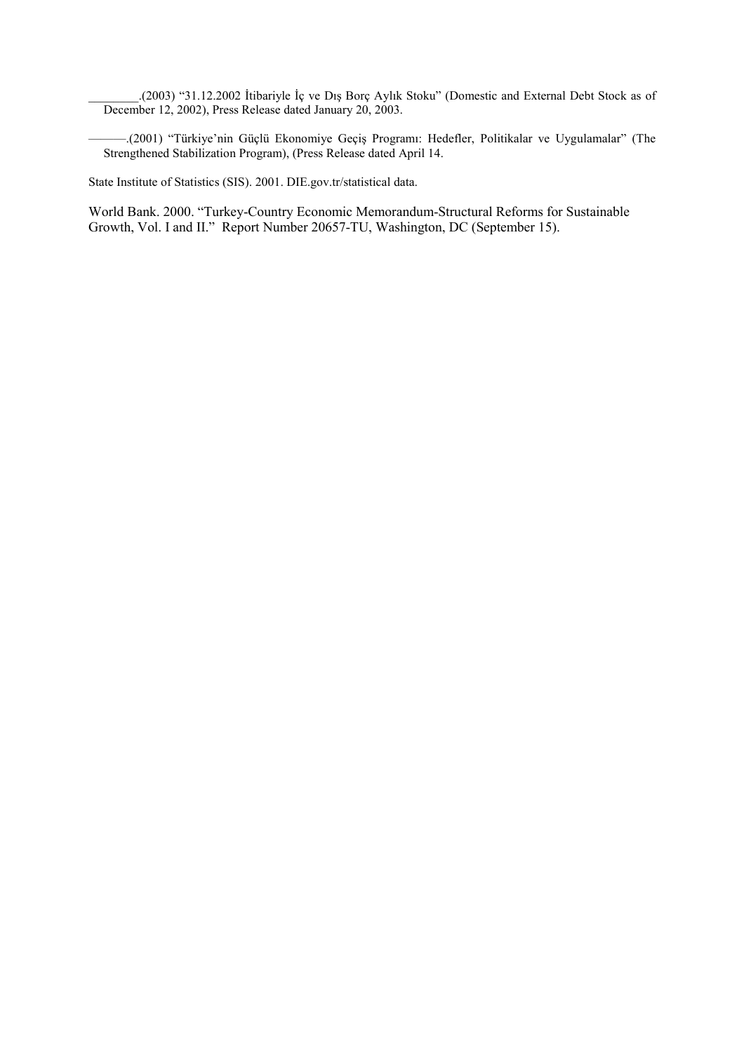________.(2003) "31.12.2002 İtibariyle İç ve Dış Borç Aylık Stoku" (Domestic and External Debt Stock as of December 12, 2002), Press Release dated January 20, 2003.

———.(2001) "Türkiye'nin Güçlü Ekonomiye Geçiş Programı: Hedefler, Politikalar ve Uygulamalar" (The Strengthened Stabilization Program), (Press Release dated April 14.

State Institute of Statistics (SIS). 2001. DIE.gov.tr/statistical data.

World Bank. 2000. "Turkey-Country Economic Memorandum-Structural Reforms for Sustainable Growth, Vol. I and II." Report Number 20657-TU, Washington, DC (September 15).